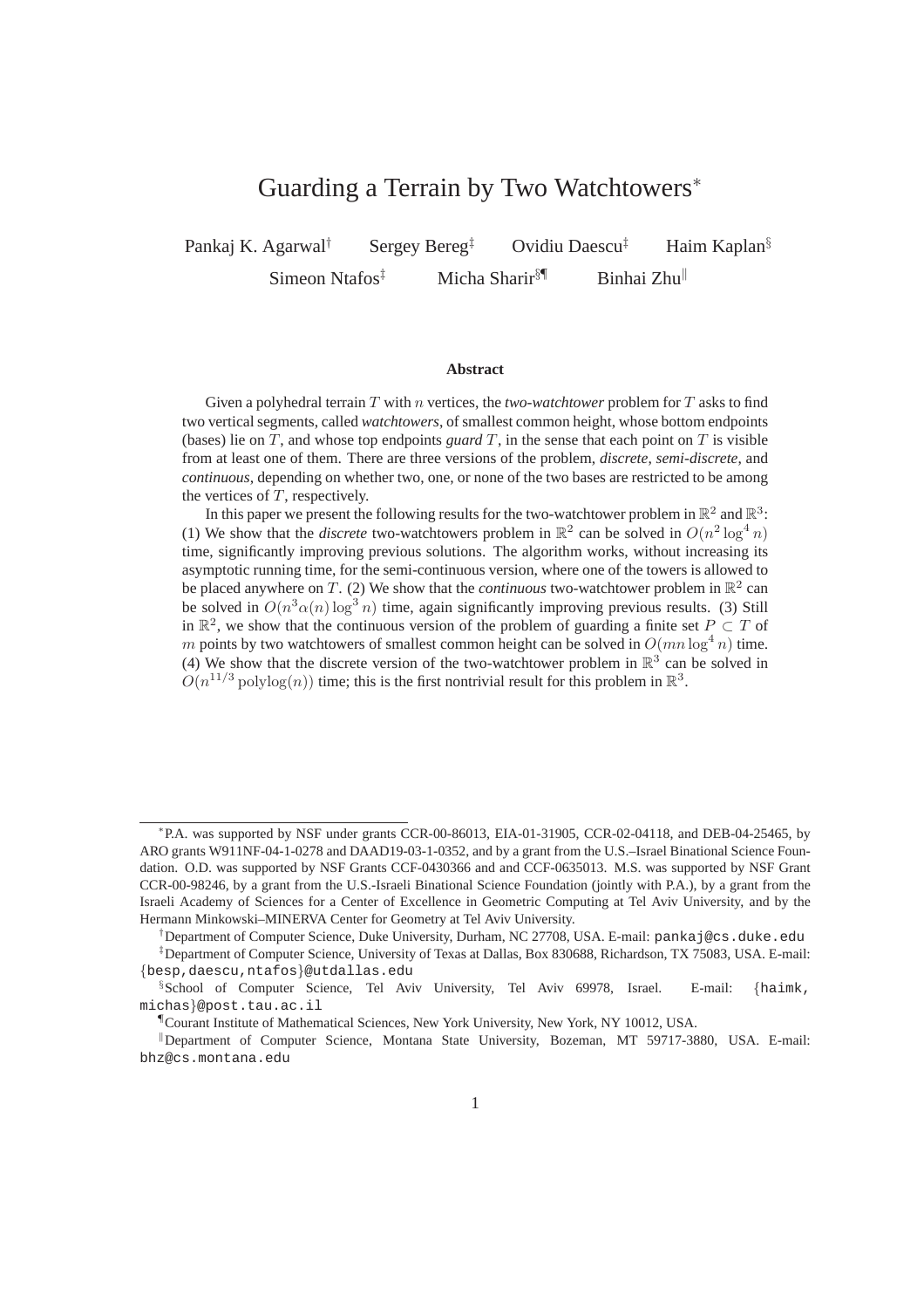# Guarding a Terrain by Two Watchtowers*

Pankaj K. Agarwal[†] Sergey Bereg[‡] Ovidiu Daescu[‡] Haim Kaplan[§]

Simeon Ntafos[‡] Micha Sharir[§¶] Binhai Zhu[‖]

## Abstract

Given a polyhedral terrain $T$ with $n$ vertices, the *two-watchtower* problem for $T$ asks to find two vertical segments, called *watchtowers*, of smallest common height, whose bottom endpoints (bases) lie on $T$, and whose top endpoints *guard* $T$, in the sense that each point on $T$ is visible from at least one of them. There are three versions of the problem, *discrete*, *semi-discrete*, and *continuous*, depending on whether two, one, or none of the two bases are restricted to be among the vertices of $T$, respectively.

In this paper we present the following results for the two-watchtower problem in $\mathbb{R}^2$ and $\mathbb{R}^3$: (1) We show that the *discrete* two-watchtowers problem in $\mathbb{R}^2$ can be solved in $O(n^2 \log^4 n)$ time, significantly improving previous solutions. The algorithm works, without increasing its asymptotic running time, for the semi-continuous version, where one of the towers is allowed to be placed anywhere on $T$. (2) We show that the *continuous* two-watchtower problem in $\mathbb{R}^2$ can be solved in $O(n^3 \alpha(n) \log^3 n)$ time, again significantly improving previous results. (3) Still in $\mathbb{R}^2$, we show that the continuous version of the problem of guarding a finite set $P \subset T$ of $m$ points by two watchtowers of smallest common height can be solved in $O(mn \log^4 n)$ time. (4) We show that the discrete version of the two-watchtower problem in $\mathbb{R}^3$ can be solved in $O(n^{11/3} \operatorname{polylog}(n))$ time; this is the first nontrivial result for this problem in $\mathbb{R}^3$.

---

*P.A. was supported by NSF under grants CCR-00-86013, EIA-01-31905, CCR-02-04118, and DEB-04-25465, by ARO grants W911NF-04-1-0278 and DAAD19-03-1-0352, and by a grant from the U.S.–Israel Binational Science Foundation. O.D. was supported by NSF Grants CCF-0430366 and and CCF-0635013. M.S. was supported by NSF Grant CCR-00-98246, by a grant from the U.S.-Israeli Binational Science Foundation (jointly with P.A.), by a grant from the Israeli Academy of Sciences for a Center of Excellence in Geometric Computing at Tel Aviv University, and by the Hermann Minkowski–MINERVA Center for Geometry at Tel Aviv University.

[†]Department of Computer Science, Duke University, Durham, NC 27708, USA. E-mail: pankaj@cs.duke.edu

[‡]Department of Computer Science, University of Texas at Dallas, Box 830688, Richardson, TX 75083, USA. E-mail: {besp,daescu,ntafos}@utdallas.edu

[§]School of Computer Science, Tel Aviv University, Tel Aviv 69978, Israel. E-mail: {haimk, michas}@post.tau.ac.il

[¶]Courant Institute of Mathematical Sciences, New York University, New York, NY 10012, USA.

[‖]Department of Computer Science, Montana State University, Bozeman, MT 59717-3880, USA. E-mail: bhz@cs.montana.edu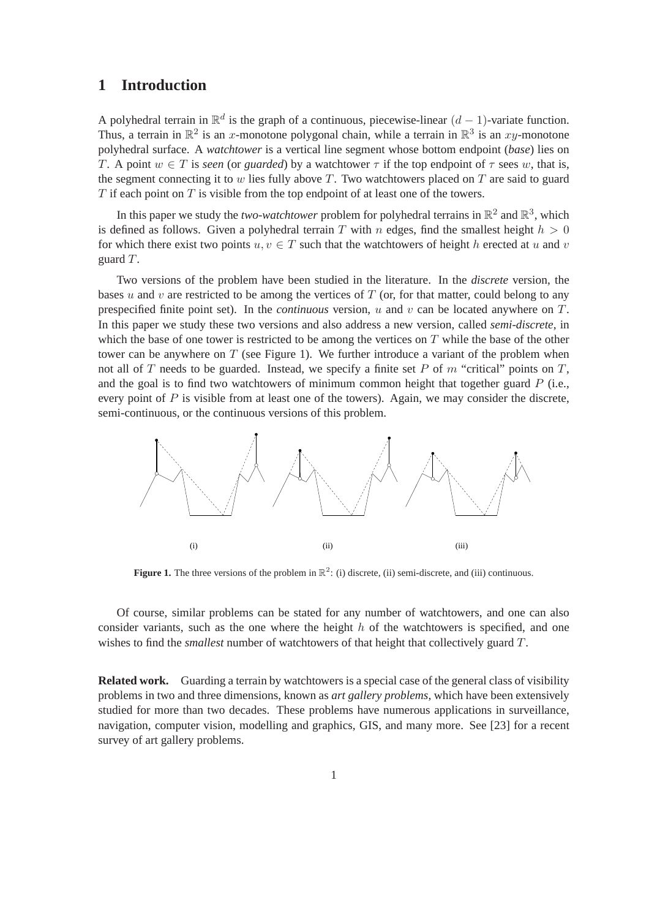# 1 Introduction

A polyhedral terrain in $\mathbb{R}^d$ is the graph of a continuous, piecewise-linear $(d-1)$-variate function. Thus, a terrain in $\mathbb{R}^2$ is an $x$-monotone polygonal chain, while a terrain in $\mathbb{R}^3$ is an $xy$-monotone polyhedral surface. A *watchtower* is a vertical line segment whose bottom endpoint (*base*) lies on $T$. A point $w \in T$ is *seen* (or *guarded*) by a watchtower $\tau$ if the top endpoint of $\tau$ sees $w$, that is, the segment connecting it to $w$ lies fully above $T$. Two watchtowers placed on $T$ are said to guard $T$ if each point on $T$ is visible from the top endpoint of at least one of the towers.

In this paper we study the *two-watchtower* problem for polyhedral terrains in $\mathbb{R}^2$ and $\mathbb{R}^3$, which is defined as follows. Given a polyhedral terrain $T$ with $n$ edges, find the smallest height $h > 0$ for which there exist two points $u, v \in T$ such that the watchtowers of height $h$ erected at $u$ and $v$ guard $T$.

Two versions of the problem have been studied in the literature. In the *discrete* version, the bases $u$ and $v$ are restricted to be among the vertices of $T$ (or, for that matter, could belong to any prespecified finite point set). In the *continuous* version, $u$ and $v$ can be located anywhere on $T$. In this paper we study these two versions and also address a new version, called *semi-discrete*, in which the base of one tower is restricted to be among the vertices on $T$ while the base of the other tower can be anywhere on $T$ (see Figure 1). We further introduce a variant of the problem when not all of $T$ needs to be guarded. Instead, we specify a finite set $P$ of $m$ "critical" points on $T$, and the goal is to find two watchtowers of minimum common height that together guard $P$ (i.e., every point of $P$ is visible from at least one of the towers). Again, we may consider the discrete, semi-continuous, or the continuous versions of this problem.

(i) (ii) (iii)

**Figure 1.** The three versions of the problem in $\mathbb{R}^2$: (i) discrete, (ii) semi-discrete, and (iii) continuous.

Of course, similar problems can be stated for any number of watchtowers, and one can also consider variants, such as the one where the height $h$ of the watchtowers is specified, and one wishes to find the *smallest* number of watchtowers of that height that collectively guard $T$.

**Related work.** Guarding a terrain by watchtowers is a special case of the general class of visibility problems in two and three dimensions, known as *art gallery problems*, which have been extensively studied for more than two decades. These problems have numerous applications in surveillance, navigation, computer vision, modelling and graphics, GIS, and many more. See [23] for a recent survey of art gallery problems.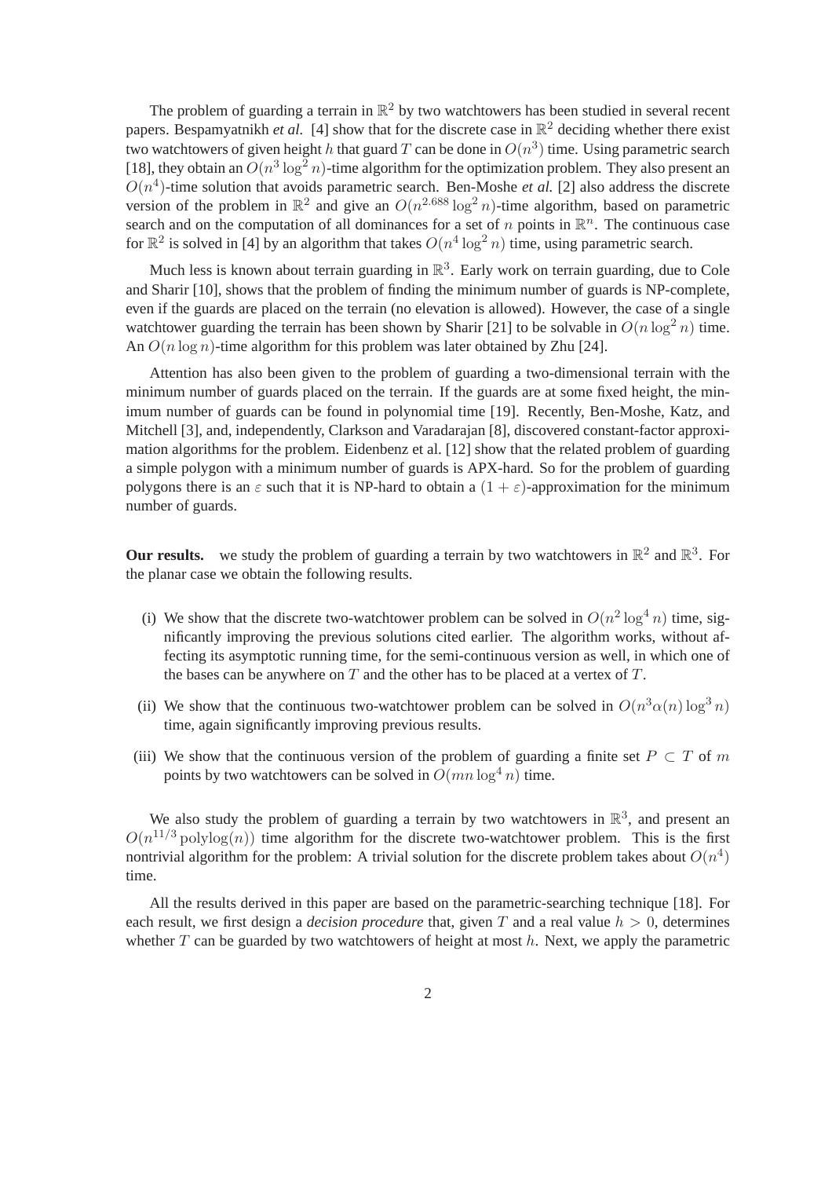The problem of guarding a terrain in $\mathbb{R}^2$ by two watchtowers has been studied in several recent papers. Bespamyatnikh *et al.* [4] show that for the discrete case in $\mathbb{R}^2$ deciding whether there exist two watchtowers of given height $h$ that guard $T$ can be done in $O(n^3)$ time. Using parametric search [18], they obtain an $O(n^3 \log^2 n)$-time algorithm for the optimization problem. They also present an $O(n^4)$-time solution that avoids parametric search. Ben-Moshe *et al.* [2] also address the discrete version of the problem in $\mathbb{R}^2$ and give an $O(n^{2.688} \log^2 n)$-time algorithm, based on parametric search and on the computation of all dominances for a set of $n$ points in $\mathbb{R}^n$. The continuous case for $\mathbb{R}^2$ is solved in [4] by an algorithm that takes $O(n^4 \log^2 n)$ time, using parametric search.

Much less is known about terrain guarding in $\mathbb{R}^3$. Early work on terrain guarding, due to Cole and Sharir [10], shows that the problem of finding the minimum number of guards is NP-complete, even if the guards are placed on the terrain (no elevation is allowed). However, the case of a single watchtower guarding the terrain has been shown by Sharir [21] to be solvable in $O(n \log^2 n)$ time. An $O(n \log n)$-time algorithm for this problem was later obtained by Zhu [24].

Attention has also been given to the problem of guarding a two-dimensional terrain with the minimum number of guards placed on the terrain. If the guards are at some fixed height, the minimum number of guards can be found in polynomial time [19]. Recently, Ben-Moshe, Katz, and Mitchell [3], and, independently, Clarkson and Varadarajan [8], discovered constant-factor approximation algorithms for the problem. Eidenbenz et al. [12] show that the related problem of guarding a simple polygon with a minimum number of guards is APX-hard. So for the problem of guarding polygons there is an $\varepsilon$ such that it is NP-hard to obtain a $(1 + \varepsilon)$-approximation for the minimum number of guards.

**Our results.** we study the problem of guarding a terrain by two watchtowers in $\mathbb{R}^2$ and $\mathbb{R}^3$. For the planar case we obtain the following results.

(i) We show that the discrete two-watchtower problem can be solved in $O(n^2 \log^4 n)$ time, significantly improving the previous solutions cited earlier. The algorithm works, without affecting its asymptotic running time, for the semi-continuous version as well, in which one of the bases can be anywhere on $T$ and the other has to be placed at a vertex of $T$.

(ii) We show that the continuous two-watchtower problem can be solved in $O(n^3 \alpha(n) \log^3 n)$ time, again significantly improving previous results.

(iii) We show that the continuous version of the problem of guarding a finite set $P \subset T$ of $m$ points by two watchtowers can be solved in $O(mn \log^4 n)$ time.

We also study the problem of guarding a terrain by two watchtowers in $\mathbb{R}^3$, and present an $O(n^{11/3} \operatorname{polylog}(n))$ time algorithm for the discrete two-watchtower problem. This is the first nontrivial algorithm for the problem: A trivial solution for the discrete problem takes about $O(n^4)$ time.

All the results derived in this paper are based on the parametric-searching technique [18]. For each result, we first design a *decision procedure* that, given $T$ and a real value $h > 0$, determines whether $T$ can be guarded by two watchtowers of height at most $h$. Next, we apply the parametric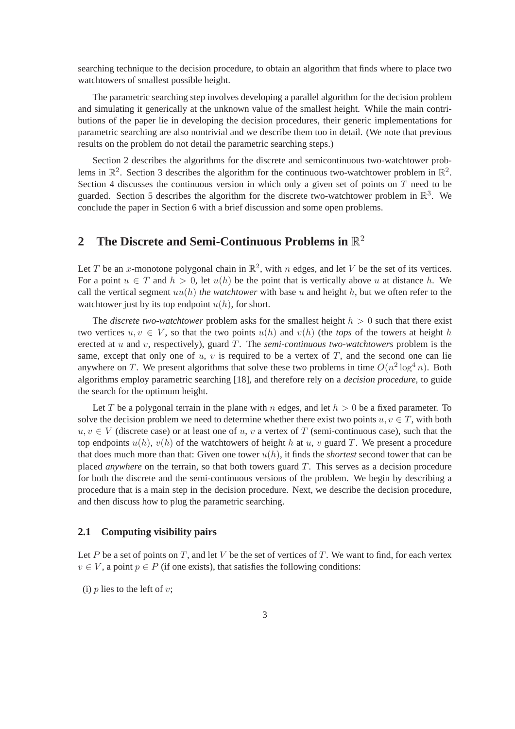searching technique to the decision procedure, to obtain an algorithm that finds where to place two watchtowers of smallest possible height.

The parametric searching step involves developing a parallel algorithm for the decision problem and simulating it generically at the unknown value of the smallest height. While the main contributions of the paper lie in developing the decision procedures, their generic implementations for parametric searching are also nontrivial and we describe them too in detail. (We note that previous results on the problem do not detail the parametric searching steps.)

Section 2 describes the algorithms for the discrete and semicontinuous two-watchtower problems in $\mathbb{R}^2$. Section 3 describes the algorithm for the continuous two-watchtower problem in $\mathbb{R}^2$. Section 4 discusses the continuous version in which only a given set of points on $T$ need to be guarded. Section 5 describes the algorithm for the discrete two-watchtower problem in $\mathbb{R}^3$. We conclude the paper in Section 6 with a brief discussion and some open problems.

## 2 The Discrete and Semi-Continuous Problems in $\mathbb{R}^2$

Let $T$ be an $x$-monotone polygonal chain in $\mathbb{R}^2$, with $n$ edges, and let $V$ be the set of its vertices. For a point $u \in T$ and $h > 0$, let $u(h)$ be the point that is vertically above $u$ at distance $h$. We call the vertical segment $uu(h)$ *the watchtower* with base $u$ and height $h$, but we often refer to the watchtower just by its top endpoint $u(h)$, for short.

The *discrete two-watchtower* problem asks for the smallest height $h > 0$ such that there exist two vertices $u, v \in V$, so that the two points $u(h)$ and $v(h)$ (the *tops* of the towers at height $h$ erected at $u$ and $v$, respectively), guard $T$. The *semi-continuous two-watchtowers* problem is the same, except that only one of $u$, $v$ is required to be a vertex of $T$, and the second one can lie anywhere on $T$. We present algorithms that solve these two problems in time $O(n^2 \log^4 n)$. Both algorithms employ parametric searching [18], and therefore rely on a *decision procedure*, to guide the search for the optimum height.

Let $T$ be a polygonal terrain in the plane with $n$ edges, and let $h > 0$ be a fixed parameter. To solve the decision problem we need to determine whether there exist two points $u, v \in T$, with both $u, v \in V$ (discrete case) or at least one of $u$, $v$ a vertex of $T$ (semi-continuous case), such that the top endpoints $u(h)$, $v(h)$ of the watchtowers of height $h$ at $u$, $v$ guard $T$. We present a procedure that does much more than that: Given one tower $u(h)$, it finds the *shortest* second tower that can be placed *anywhere* on the terrain, so that both towers guard $T$. This serves as a decision procedure for both the discrete and the semi-continuous versions of the problem. We begin by describing a procedure that is a main step in the decision procedure. Next, we describe the decision procedure, and then discuss how to plug the parametric searching.

### 2.1 Computing visibility pairs

Let $P$ be a set of points on $T$, and let $V$ be the set of vertices of $T$. We want to find, for each vertex $v \in V$, a point $p \in P$ (if one exists), that satisfies the following conditions:

(i) $p$ lies to the left of $v$;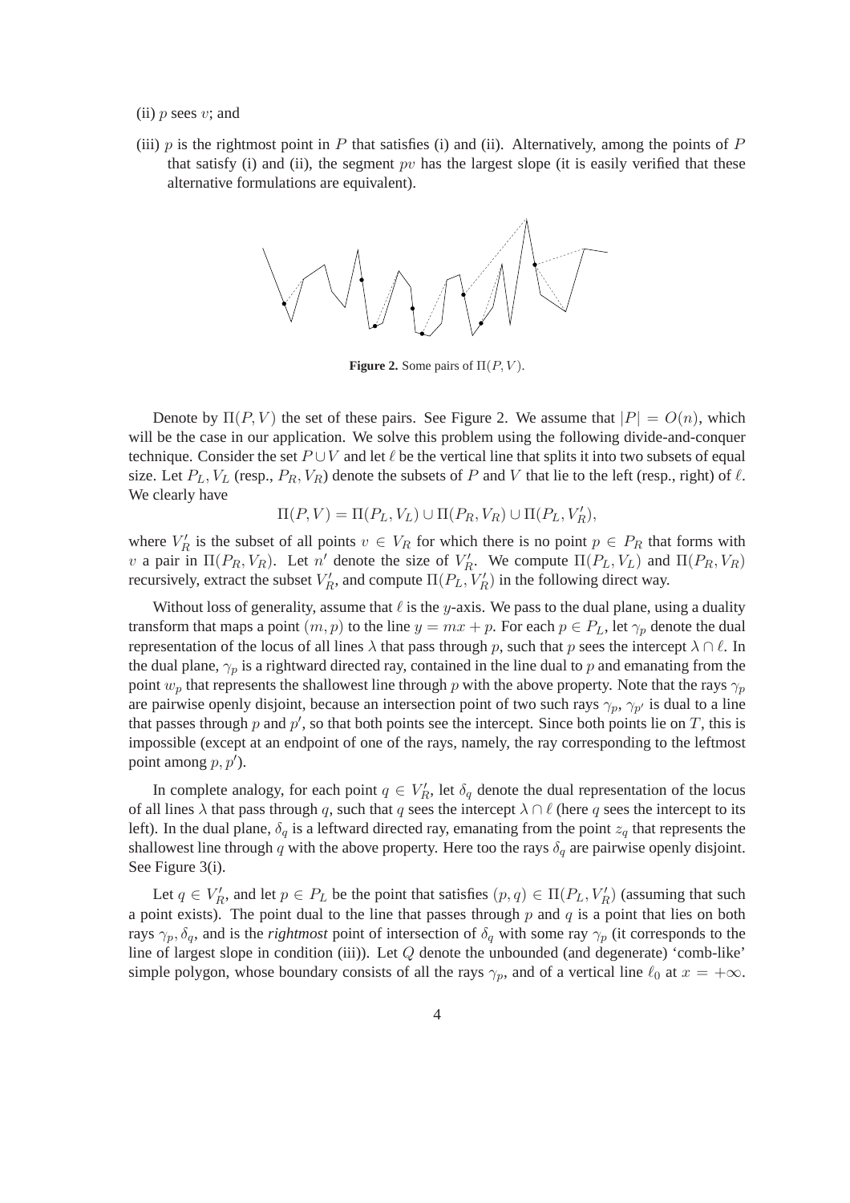(ii) $p$ sees $v$; and

(iii) $p$ is the rightmost point in $P$ that satisfies (i) and (ii). Alternatively, among the points of $P$ that satisfy (i) and (ii), the segment $pv$ has the largest slope (it is easily verified that these alternative formulations are equivalent).

**Figure 2.** Some pairs of $\Pi(P, V)$.

Denote by $\Pi(P, V)$ the set of these pairs. See Figure 2. We assume that $|P| = O(n)$, which will be the case in our application. We solve this problem using the following divide-and-conquer technique. Consider the set $P \cup V$ and let $\ell$ be the vertical line that splits it into two subsets of equal size. Let $P_L, V_L$ (resp., $P_R, V_R$) denote the subsets of $P$ and $V$ that lie to the left (resp., right) of $\ell$. We clearly have

$$\Pi(P, V) = \Pi(P_L, V_L) \cup \Pi(P_R, V_R) \cup \Pi(P_L, V_R'),$$

where $V_R'$ is the subset of all points $v \in V_R$ for which there is no point $p \in P_R$ that forms with $v$ a pair in $\Pi(P_R, V_R)$. Let $n'$ denote the size of $V_R'$. We compute $\Pi(P_L, V_L)$ and $\Pi(P_R, V_R)$ recursively, extract the subset $V_R'$, and compute $\Pi(P_L, V_R')$ in the following direct way.

Without loss of generality, assume that $\ell$ is the $y$-axis. We pass to the dual plane, using a duality transform that maps a point $(m, p)$ to the line $y = mx + p$. For each $p \in P_L$, let $\gamma_p$ denote the dual representation of the locus of all lines $\lambda$ that pass through $p$, such that $p$ sees the intercept $\lambda \cap \ell$. In the dual plane, $\gamma_p$ is a rightward directed ray, contained in the line dual to $p$ and emanating from the point $w_p$ that represents the shallowest line through $p$ with the above property. Note that the rays $\gamma_p$ are pairwise openly disjoint, because an intersection point of two such rays $\gamma_p$, $\gamma_{p'}$ is dual to a line that passes through $p$ and $p'$, so that both points see the intercept. Since both points lie on $T$, this is impossible (except at an endpoint of one of the rays, namely, the ray corresponding to the leftmost point among $p, p'$).

In complete analogy, for each point $q \in V_R'$, let $\delta_q$ denote the dual representation of the locus of all lines $\lambda$ that pass through $q$, such that $q$ sees the intercept $\lambda \cap \ell$ (here $q$ sees the intercept to its left). In the dual plane, $\delta_q$ is a leftward directed ray, emanating from the point $z_q$ that represents the shallowest line through $q$ with the above property. Here too the rays $\delta_q$ are pairwise openly disjoint. See Figure 3(i).

Let $q \in V_R'$, and let $p \in P_L$ be the point that satisfies $(p, q) \in \Pi(P_L, V_R')$ (assuming that such a point exists). The point dual to the line that passes through $p$ and $q$ is a point that lies on both rays $\gamma_p, \delta_q$, and is the *rightmost* point of intersection of $\delta_q$ with some ray $\gamma_p$ (it corresponds to the line of largest slope in condition (iii)). Let $Q$ denote the unbounded (and degenerate) 'comb-like' simple polygon, whose boundary consists of all the rays $\gamma_p$, and of a vertical line $\ell_0$ at $x = +\infty$.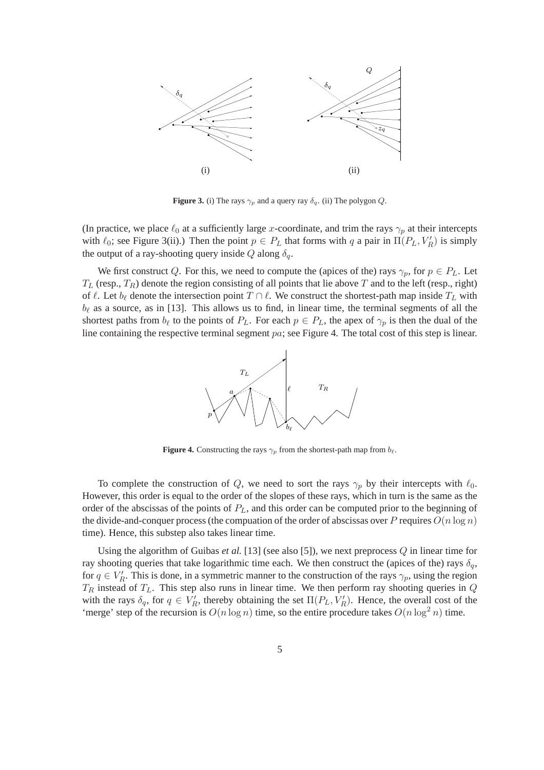**Figure 3.** (i) The rays $\gamma_p$ and a query ray $\delta_q$. (ii) The polygon $Q$.

(In practice, we place $\ell_0$ at a sufficiently large $x$-coordinate, and trim the rays $\gamma_p$ at their intercepts with $\ell_0$; see Figure 3(ii).) Then the point $p \in P_L$ that forms with $q$ a pair in $\Pi(P_L, V'_R)$ is simply the output of a ray-shooting query inside $Q$ along $\delta_q$.

We first construct $Q$. For this, we need to compute the (apices of the) rays $\gamma_p$, for $p \in P_L$. Let $T_L$ (resp., $T_R$) denote the region consisting of all points that lie above $T$ and to the left (resp., right) of $\ell$. Let $b_\ell$ denote the intersection point $T \cap \ell$. We construct the shortest-path map inside $T_L$ with $b_\ell$ as a source, as in [13]. This allows us to find, in linear time, the terminal segments of all the shortest paths from $b_\ell$ to the points of $P_L$. For each $p \in P_L$, the apex of $\gamma_p$ is then the dual of the line containing the respective terminal segment $pa$; see Figure 4. The total cost of this step is linear.

**Figure 4.** Constructing the rays $\gamma_p$ from the shortest-path map from $b_\ell$.

To complete the construction of $Q$, we need to sort the rays $\gamma_p$ by their intercepts with $\ell_0$. However, this order is equal to the order of the slopes of these rays, which in turn is the same as the order of the abscissas of the points of $P_L$, and this order can be computed prior to the beginning of the divide-and-conquer process (the compuation of the order of abscissas over $P$ requires $O(n \log n)$ time). Hence, this substep also takes linear time.

Using the algorithm of Guibas *et al.* [13] (see also [5]), we next preprocess $Q$ in linear time for ray shooting queries that take logarithmic time each. We then construct the (apices of the) rays $\delta_q$, for $q \in V'_R$. This is done, in a symmetric manner to the construction of the rays $\gamma_p$, using the region $T_R$ instead of $T_L$. This step also runs in linear time. We then perform ray shooting queries in $Q$ with the rays $\delta_q$, for $q \in V'_R$, thereby obtaining the set $\Pi(P_L, V'_R)$. Hence, the overall cost of the 'merge' step of the recursion is $O(n \log n)$ time, so the entire procedure takes $O(n \log^2 n)$ time.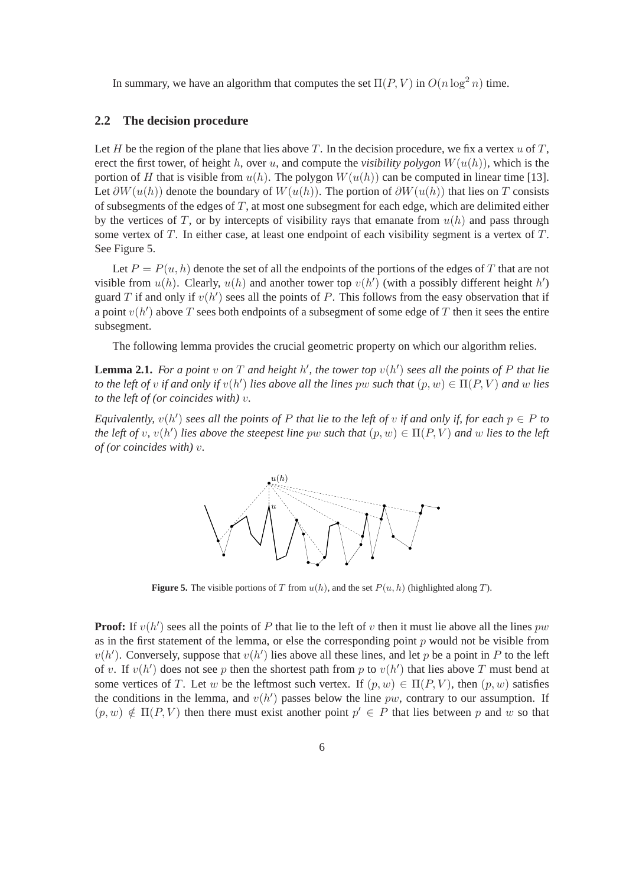In summary, we have an algorithm that computes the set $\Pi(P, V)$ in $O(n \log^2 n)$ time.

### 2.2 The decision procedure

Let $H$ be the region of the plane that lies above $T$. In the decision procedure, we fix a vertex $u$ of $T$, erect the first tower, of height $h$, over $u$, and compute the *visibility polygon* $W(u(h))$, which is the portion of $H$ that is visible from $u(h)$. The polygon $W(u(h))$ can be computed in linear time [13]. Let $\partial W(u(h))$ denote the boundary of $W(u(h))$. The portion of $\partial W(u(h))$ that lies on $T$ consists of subsegments of the edges of $T$, at most one subsegment for each edge, which are delimited either by the vertices of $T$, or by intercepts of visibility rays that emanate from $u(h)$ and pass through some vertex of $T$. In either case, at least one endpoint of each visibility segment is a vertex of $T$. See Figure 5.

Let $P = P(u, h)$ denote the set of all the endpoints of the portions of the edges of $T$ that are not visible from $u(h)$. Clearly, $u(h)$ and another tower top $v(h')$ (with a possibly different height $h'$) guard $T$ if and only if $v(h')$ sees all the points of $P$. This follows from the easy observation that if a point $v(h')$ above $T$ sees both endpoints of a subsegment of some edge of $T$ then it sees the entire subsegment.

The following lemma provides the crucial geometric property on which our algorithm relies.

**Lemma 2.1.** *For a point $v$ on $T$ and height $h'$, the tower top $v(h')$ sees all the points of $P$ that lie to the left of $v$ if and only if $v(h')$ lies above all the lines $pw$ such that $(p, w) \in \Pi(P, V)$ and $w$ lies to the left of (or coincides with) $v$.*

*Equivalently, $v(h')$ sees all the points of $P$ that lie to the left of $v$ if and only if, for each $p \in P$ to the left of $v$, $v(h')$ lies above the steepest line $pw$ such that $(p, w) \in \Pi(P, V)$ and $w$ lies to the left of (or coincides with) $v$.*

**Figure 5.** The visible portions of $T$ from $u(h)$, and the set $P(u, h)$ (highlighted along $T$).

**Proof:** If $v(h')$ sees all the points of $P$ that lie to the left of $v$ then it must lie above all the lines $pw$ as in the first statement of the lemma, or else the corresponding point $p$ would not be visible from $v(h')$. Conversely, suppose that $v(h')$ lies above all these lines, and let $p$ be a point in $P$ to the left of $v$. If $v(h')$ does not see $p$ then the shortest path from $p$ to $v(h')$ that lies above $T$ must bend at some vertices of $T$. Let $w$ be the leftmost such vertex. If $(p, w) \in \Pi(P, V)$, then $(p, w)$ satisfies the conditions in the lemma, and $v(h')$ passes below the line $pw$, contrary to our assumption. If $(p, w) \notin \Pi(P, V)$ then there must exist another point $p' \in P$ that lies between $p$ and $w$ so that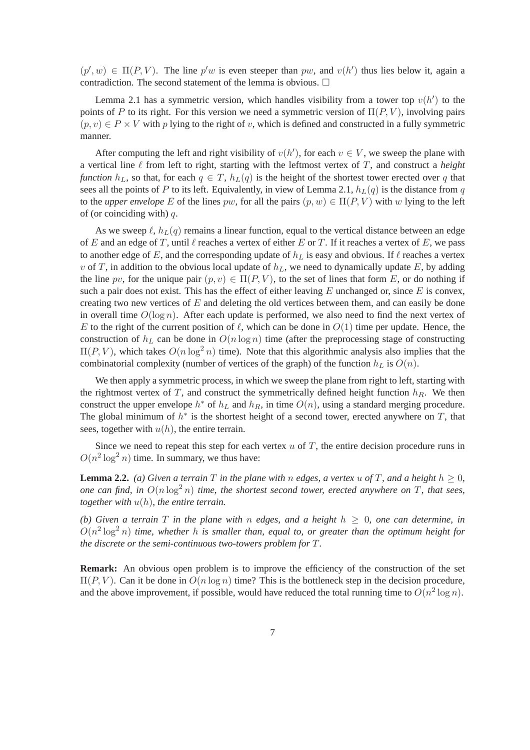$(p', w) \in \Pi(P, V)$. The line $p'w$ is even steeper than $pw$, and $v(h')$ thus lies below it, again a contradiction. The second statement of the lemma is obvious. $\square$

Lemma 2.1 has a symmetric version, which handles visibility from a tower top $v(h')$ to the points of $P$ to its right. For this version we need a symmetric version of $\Pi(P, V)$, involving pairs $(p, v) \in P \times V$ with $p$ lying to the right of $v$, which is defined and constructed in a fully symmetric manner.

After computing the left and right visibility of $v(h')$, for each $v \in V$, we sweep the plane with a vertical line $\ell$ from left to right, starting with the leftmost vertex of $T$, and construct a *height function* $h_L$, so that, for each $q \in T$, $h_L(q)$ is the height of the shortest tower erected over $q$ that sees all the points of $P$ to its left. Equivalently, in view of Lemma 2.1, $h_L(q)$ is the distance from $q$ to the *upper envelope* $E$ of the lines $pw$, for all the pairs $(p, w) \in \Pi(P, V)$ with $w$ lying to the left of (or coinciding with) $q$.

As we sweep $\ell$, $h_L(q)$ remains a linear function, equal to the vertical distance between an edge of $E$ and an edge of $T$, until $\ell$ reaches a vertex of either $E$ or $T$. If it reaches a vertex of $E$, we pass to another edge of $E$, and the corresponding update of $h_L$ is easy and obvious. If $\ell$ reaches a vertex $v$ of $T$, in addition to the obvious local update of $h_L$, we need to dynamically update $E$, by adding the line $pv$, for the unique pair $(p, v) \in \Pi(P, V)$, to the set of lines that form $E$, or do nothing if such a pair does not exist. This has the effect of either leaving $E$ unchanged or, since $E$ is convex, creating two new vertices of $E$ and deleting the old vertices between them, and can easily be done in overall time $O(\log n)$. After each update is performed, we also need to find the next vertex of $E$ to the right of the current position of $\ell$, which can be done in $O(1)$ time per update. Hence, the construction of $h_L$ can be done in $O(n \log n)$ time (after the preprocessing stage of constructing $\Pi(P, V)$, which takes $O(n \log^2 n)$ time). Note that this algorithmic analysis also implies that the combinatorial complexity (number of vertices of the graph) of the function $h_L$ is $O(n)$.

We then apply a symmetric process, in which we sweep the plane from right to left, starting with the rightmost vertex of $T$, and construct the symmetrically defined height function $h_R$. We then construct the upper envelope $h^*$ of $h_L$ and $h_R$, in time $O(n)$, using a standard merging procedure. The global minimum of $h^*$ is the shortest height of a second tower, erected anywhere on $T$, that sees, together with $u(h)$, the entire terrain.

Since we need to repeat this step for each vertex $u$ of $T$, the entire decision procedure runs in $O(n^2 \log^2 n)$ time. In summary, we thus have:

**Lemma 2.2.** *(a) Given a terrain $T$ in the plane with $n$ edges, a vertex $u$ of $T$, and a height $h \geq 0$, one can find, in $O(n \log^2 n)$ time, the shortest second tower, erected anywhere on $T$, that sees, together with $u(h)$, the entire terrain.*

*(b) Given a terrain $T$ in the plane with $n$ edges, and a height $h \geq 0$, one can determine, in $O(n^2 \log^2 n)$ time, whether $h$ is smaller than, equal to, or greater than the optimum height for the discrete or the semi-continuous two-towers problem for $T$.*

**Remark:** An obvious open problem is to improve the efficiency of the construction of the set $\Pi(P, V)$. Can it be done in $O(n \log n)$ time? This is the bottleneck step in the decision procedure, and the above improvement, if possible, would have reduced the total running time to $O(n^2 \log n)$.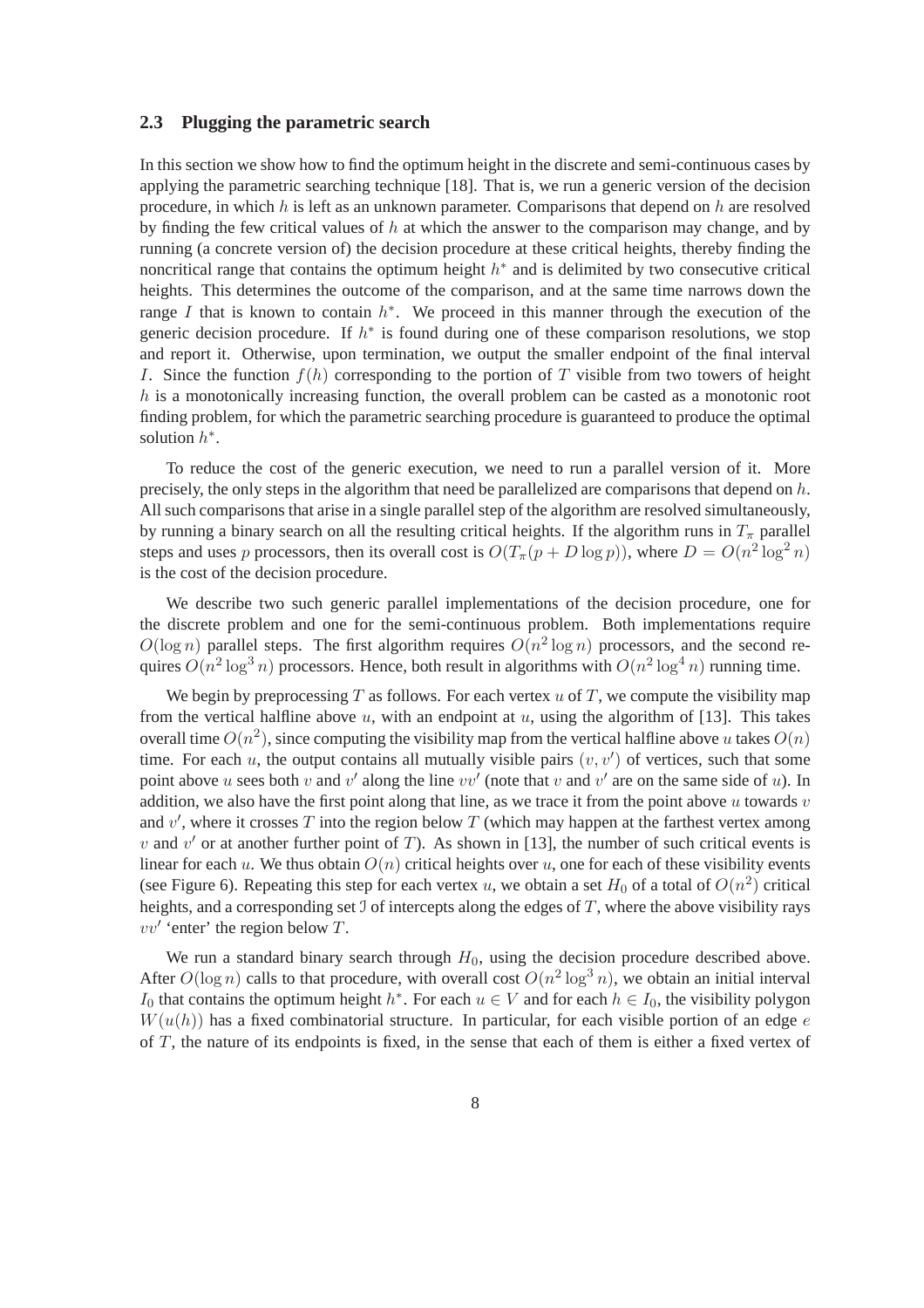### 2.3 Plugging the parametric search

In this section we show how to find the optimum height in the discrete and semi-continuous cases by applying the parametric searching technique [18]. That is, we run a generic version of the decision procedure, in which $h$ is left as an unknown parameter. Comparisons that depend on $h$ are resolved by finding the few critical values of $h$ at which the answer to the comparison may change, and by running (a concrete version of) the decision procedure at these critical heights, thereby finding the noncritical range that contains the optimum height $h^*$ and is delimited by two consecutive critical heights. This determines the outcome of the comparison, and at the same time narrows down the range $I$ that is known to contain $h^*$. We proceed in this manner through the execution of the generic decision procedure. If $h^*$ is found during one of these comparison resolutions, we stop and report it. Otherwise, upon termination, we output the smaller endpoint of the final interval $I$. Since the function $f(h)$ corresponding to the portion of $T$ visible from two towers of height $h$ is a monotonically increasing function, the overall problem can be casted as a monotonic root finding problem, for which the parametric searching procedure is guaranteed to produce the optimal solution $h^*$.

To reduce the cost of the generic execution, we need to run a parallel version of it. More precisely, the only steps in the algorithm that need be parallelized are comparisons that depend on $h$. All such comparisons that arise in a single parallel step of the algorithm are resolved simultaneously, by running a binary search on all the resulting critical heights. If the algorithm runs in $T_\pi$ parallel steps and uses $p$ processors, then its overall cost is $O(T_\pi(p + D \log p))$, where $D = O(n^2 \log^2 n)$ is the cost of the decision procedure.

We describe two such generic parallel implementations of the decision procedure, one for the discrete problem and one for the semi-continuous problem. Both implementations require $O(\log n)$ parallel steps. The first algorithm requires $O(n^2 \log n)$ processors, and the second requires $O(n^2 \log^3 n)$ processors. Hence, both result in algorithms with $O(n^2 \log^4 n)$ running time.

We begin by preprocessing $T$ as follows. For each vertex $u$ of $T$, we compute the visibility map from the vertical halfline above $u$, with an endpoint at $u$, using the algorithm of [13]. This takes overall time $O(n^2)$, since computing the visibility map from the vertical halfline above $u$ takes $O(n)$ time. For each $u$, the output contains all mutually visible pairs $(v, v')$ of vertices, such that some point above $u$ sees both $v$ and $v'$ along the line $vv'$ (note that $v$ and $v'$ are on the same side of $u$). In addition, we also have the first point along that line, as we trace it from the point above $u$ towards $v$ and $v'$, where it crosses $T$ into the region below $T$ (which may happen at the farthest vertex among $v$ and $v'$ or at another further point of $T$). As shown in [13], the number of such critical events is linear for each $u$. We thus obtain $O(n)$ critical heights over $u$, one for each of these visibility events (see Figure 6). Repeating this step for each vertex $u$, we obtain a set $H_0$ of a total of $O(n^2)$ critical heights, and a corresponding set $\mathcal{I}$ of intercepts along the edges of $T$, where the above visibility rays $vv'$ 'enter' the region below $T$.

We run a standard binary search through $H_0$, using the decision procedure described above. After $O(\log n)$ calls to that procedure, with overall cost $O(n^2 \log^3 n)$, we obtain an initial interval $I_0$ that contains the optimum height $h^*$. For each $u \in V$ and for each $h \in I_0$, the visibility polygon $W(u(h))$ has a fixed combinatorial structure. In particular, for each visible portion of an edge $e$ of $T$, the nature of its endpoints is fixed, in the sense that each of them is either a fixed vertex of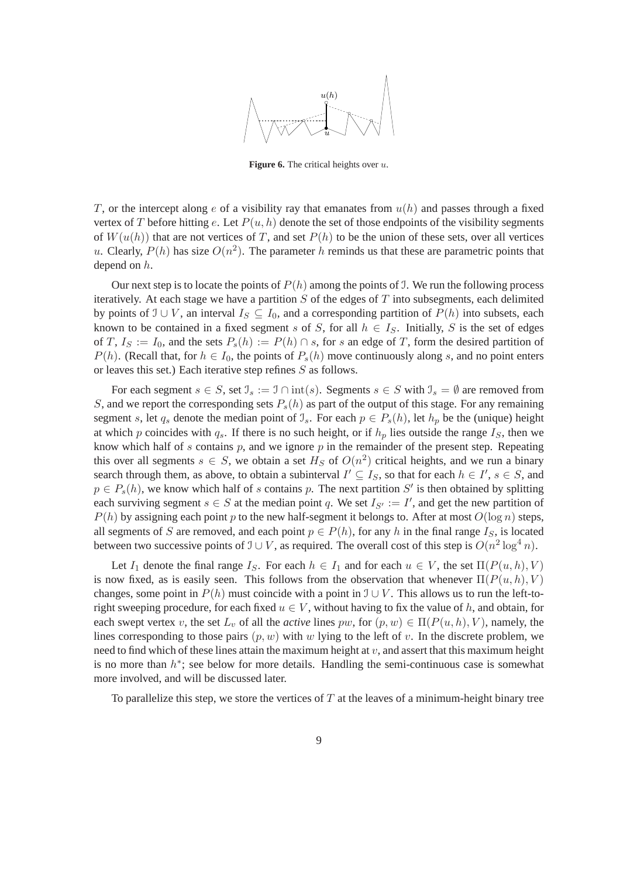**Figure 6.** The critical heights over $u$.

$T$, or the intercept along $e$ of a visibility ray that emanates from $u(h)$ and passes through a fixed vertex of $T$ before hitting $e$. Let $P(u,h)$ denote the set of those endpoints of the visibility segments of $W(u(h))$ that are not vertices of $T$, and set $P(h)$ to be the union of these sets, over all vertices $u$. Clearly, $P(h)$ has size $O(n^2)$. The parameter $h$ reminds us that these are parametric points that depend on $h$.

Our next step is to locate the points of $P(h)$ among the points of $\mathcal{I}$. We run the following process iteratively. At each stage we have a partition $S$ of the edges of $T$ into subsegments, each delimited by points of $\mathcal{I} \cup V$, an interval $I_S \subseteq I_0$, and a corresponding partition of $P(h)$ into subsets, each known to be contained in a fixed segment $s$ of $S$, for all $h \in I_S$. Initially, $S$ is the set of edges of $T$, $I_S := I_0$, and the sets $P_s(h) := P(h) \cap s$, for $s$ an edge of $T$, form the desired partition of $P(h)$. (Recall that, for $h \in I_0$, the points of $P_s(h)$ move continuously along $s$, and no point enters or leaves this set.) Each iterative step refines $S$ as follows.

For each segment $s \in S$, set $\mathcal{I}_s := \mathcal{I} \cap \mathrm{int}(s)$. Segments $s \in S$ with $\mathcal{I}_s = \emptyset$ are removed from $S$, and we report the corresponding sets $P_s(h)$ as part of the output of this stage. For any remaining segment $s$, let $q_s$ denote the median point of $\mathcal{I}_s$. For each $p \in P_s(h)$, let $h_p$ be the (unique) height at which $p$ coincides with $q_s$. If there is no such height, or if $h_p$ lies outside the range $I_S$, then we know which half of $s$ contains $p$, and we ignore $p$ in the remainder of the present step. Repeating this over all segments $s \in S$, we obtain a set $H_S$ of $O(n^2)$ critical heights, and we run a binary search through them, as above, to obtain a subinterval $I' \subseteq I_S$, so that for each $h \in I'$, $s \in S$, and $p \in P_s(h)$, we know which half of $s$ contains $p$. The next partition $S'$ is then obtained by splitting each surviving segment $s \in S$ at the median point $q$. We set $I_{S'} := I'$, and get the new partition of $P(h)$ by assigning each point $p$ to the new half-segment it belongs to. After at most $O(\log n)$ steps, all segments of $S$ are removed, and each point $p \in P(h)$, for any $h$ in the final range $I_S$, is located between two successive points of $\mathcal{I} \cup V$, as required. The overall cost of this step is $O(n^2 \log^4 n)$.

Let $I_1$ denote the final range $I_S$. For each $h \in I_1$ and for each $u \in V$, the set $\Pi(P(u,h), V)$ is now fixed, as is easily seen. This follows from the observation that whenever $\Pi(P(u,h), V)$ changes, some point in $P(h)$ must coincide with a point in $\mathcal{I} \cup V$. This allows us to run the left-to-right sweeping procedure, for each fixed $u \in V$, without having to fix the value of $h$, and obtain, for each swept vertex $v$, the set $L_v$ of all the *active* lines $pw$, for $(p,w) \in \Pi(P(u,h), V)$, namely, the lines corresponding to those pairs $(p,w)$ with $w$ lying to the left of $v$. In the discrete problem, we need to find which of these lines attain the maximum height at $v$, and assert that this maximum height is no more than $h^*$; see below for more details. Handling the semi-continuous case is somewhat more involved, and will be discussed later.

To parallelize this step, we store the vertices of $T$ at the leaves of a minimum-height binary tree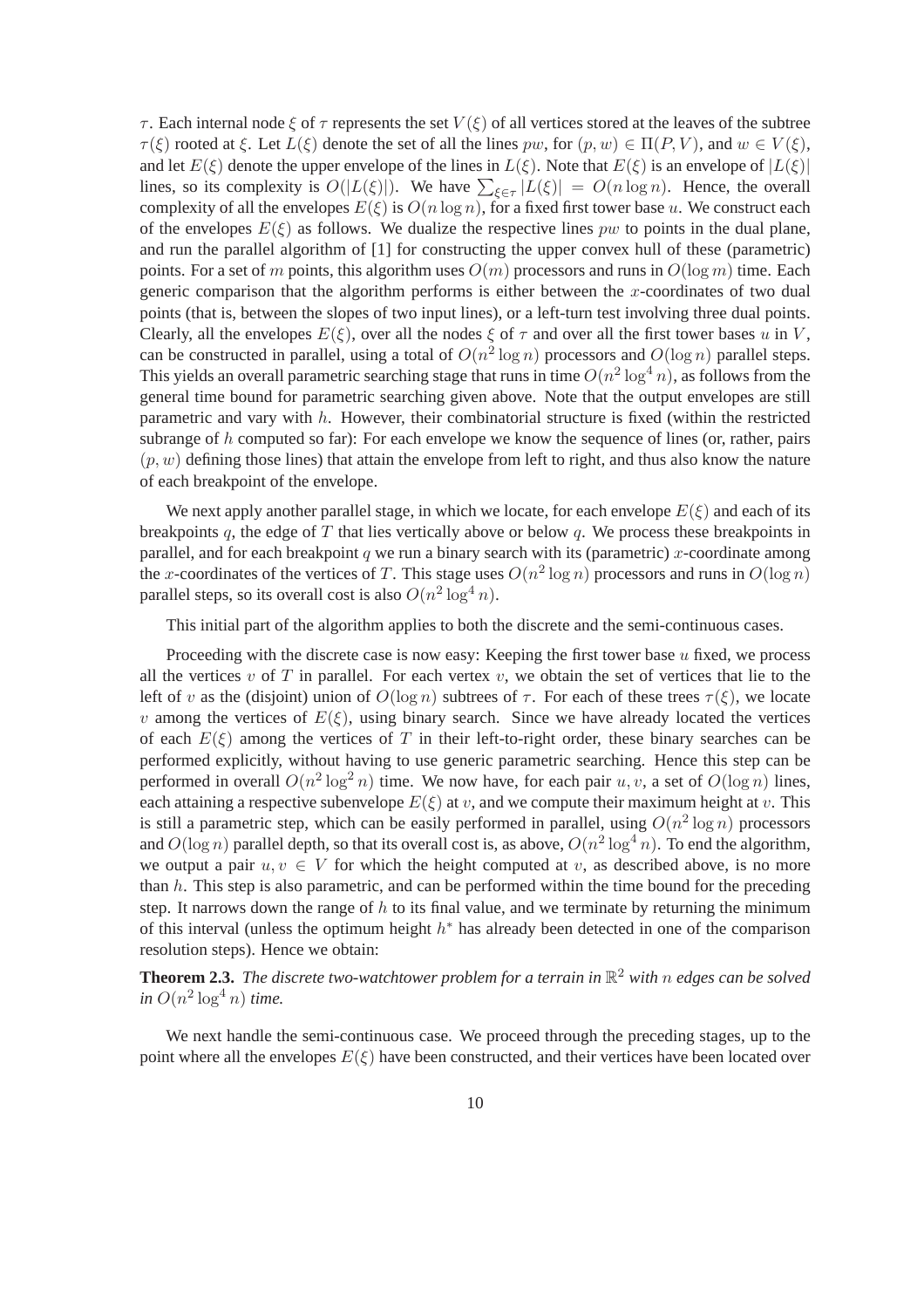$\tau$. Each internal node $\xi$ of $\tau$ represents the set $V(\xi)$ of all vertices stored at the leaves of the subtree $\tau(\xi)$ rooted at $\xi$. Let $L(\xi)$ denote the set of all the lines $pw$, for $(p,w) \in \Pi(P,V)$, and $w \in V(\xi)$, and let $E(\xi)$ denote the upper envelope of the lines in $L(\xi)$. Note that $E(\xi)$ is an envelope of $|L(\xi)|$ lines, so its complexity is $O(|L(\xi)|)$. We have $\sum_{\xi \in \tau} |L(\xi)| = O(n \log n)$. Hence, the overall complexity of all the envelopes $E(\xi)$ is $O(n \log n)$, for a fixed first tower base $u$. We construct each of the envelopes $E(\xi)$ as follows. We dualize the respective lines $pw$ to points in the dual plane, and run the parallel algorithm of [1] for constructing the upper convex hull of these (parametric) points. For a set of $m$ points, this algorithm uses $O(m)$ processors and runs in $O(\log m)$ time. Each generic comparison that the algorithm performs is either between the $x$-coordinates of two dual points (that is, between the slopes of two input lines), or a left-turn test involving three dual points. Clearly, all the envelopes $E(\xi)$, over all the nodes $\xi$ of $\tau$ and over all the first tower bases $u$ in $V$, can be constructed in parallel, using a total of $O(n^2 \log n)$ processors and $O(\log n)$ parallel steps. This yields an overall parametric searching stage that runs in time $O(n^2 \log^4 n)$, as follows from the general time bound for parametric searching given above. Note that the output envelopes are still parametric and vary with $h$. However, their combinatorial structure is fixed (within the restricted subrange of $h$ computed so far): For each envelope we know the sequence of lines (or, rather, pairs $(p,w)$ defining those lines) that attain the envelope from left to right, and thus also know the nature of each breakpoint of the envelope.

We next apply another parallel stage, in which we locate, for each envelope $E(\xi)$ and each of its breakpoints $q$, the edge of $T$ that lies vertically above or below $q$. We process these breakpoints in parallel, and for each breakpoint $q$ we run a binary search with its (parametric) $x$-coordinate among the $x$-coordinates of the vertices of $T$. This stage uses $O(n^2 \log n)$ processors and runs in $O(\log n)$ parallel steps, so its overall cost is also $O(n^2 \log^4 n)$.

This initial part of the algorithm applies to both the discrete and the semi-continuous cases.

Proceeding with the discrete case is now easy: Keeping the first tower base $u$ fixed, we process all the vertices $v$ of $T$ in parallel. For each vertex $v$, we obtain the set of vertices that lie to the left of $v$ as the (disjoint) union of $O(\log n)$ subtrees of $\tau$. For each of these trees $\tau(\xi)$, we locate $v$ among the vertices of $E(\xi)$, using binary search. Since we have already located the vertices of each $E(\xi)$ among the vertices of $T$ in their left-to-right order, these binary searches can be performed explicitly, without having to use generic parametric searching. Hence this step can be performed in overall $O(n^2 \log^2 n)$ time. We now have, for each pair $u,v$, a set of $O(\log n)$ lines, each attaining a respective subenvelope $E(\xi)$ at $v$, and we compute their maximum height at $v$. This is still a parametric step, which can be easily performed in parallel, using $O(n^2 \log n)$ processors and $O(\log n)$ parallel depth, so that its overall cost is, as above, $O(n^2 \log^4 n)$. To end the algorithm, we output a pair $u,v \in V$ for which the height computed at $v$, as described above, is no more than $h$. This step is also parametric, and can be performed within the time bound for the preceding step. It narrows down the range of $h$ to its final value, and we terminate by returning the minimum of this interval (unless the optimum height $h^*$ has already been detected in one of the comparison resolution steps). Hence we obtain:

**Theorem 2.3.** *The discrete two-watchtower problem for a terrain in $\mathbb{R}^2$ with $n$ edges can be solved in $O(n^2 \log^4 n)$ time.*

We next handle the semi-continuous case. We proceed through the preceding stages, up to the point where all the envelopes $E(\xi)$ have been constructed, and their vertices have been located over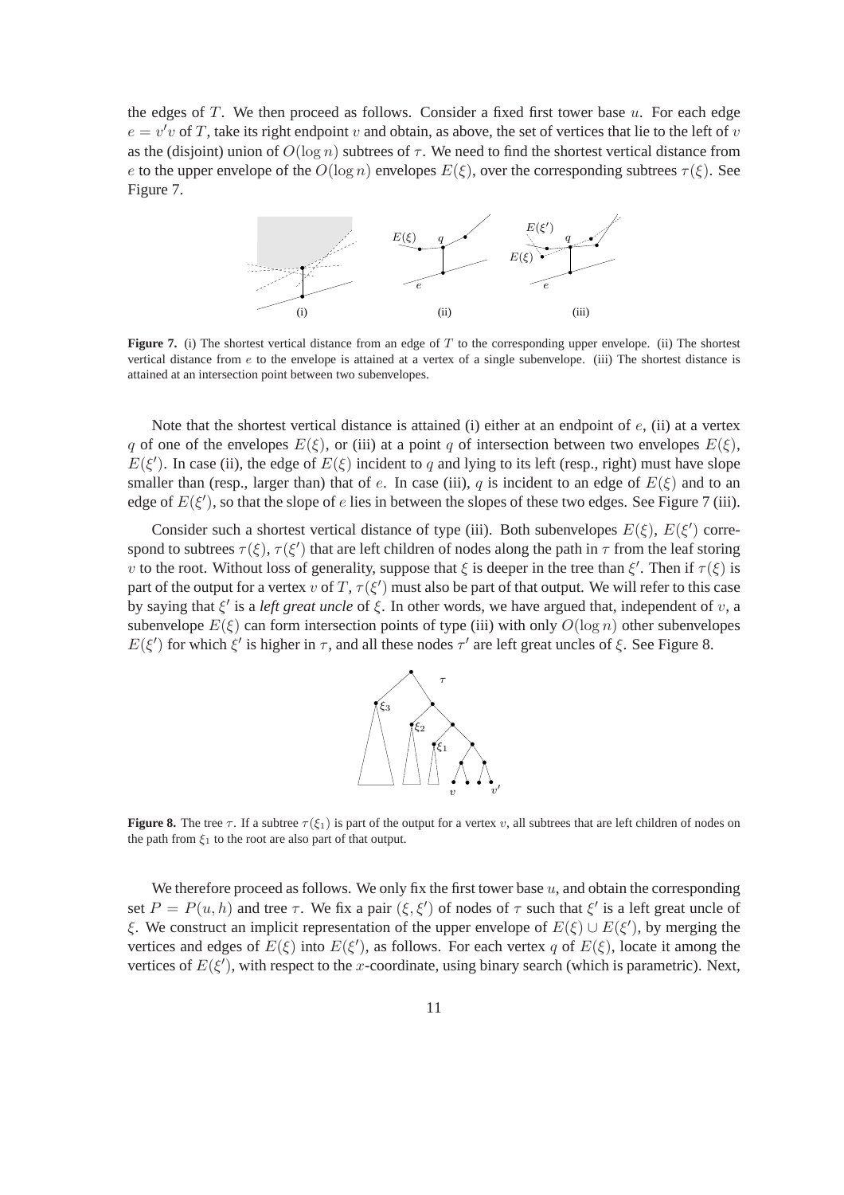the edges of $T$. We then proceed as follows. Consider a fixed first tower base $u$. For each edge $e = v'v$ of $T$, take its right endpoint $v$ and obtain, as above, the set of vertices that lie to the left of $v$ as the (disjoint) union of $O(\log n)$ subtrees of $\tau$. We need to find the shortest vertical distance from $e$ to the upper envelope of the $O(\log n)$ envelopes $E(\xi)$, over the corresponding subtrees $\tau(\xi)$. See Figure 7.

**Figure 7.** (i) The shortest vertical distance from an edge of $T$ to the corresponding upper envelope. (ii) The shortest vertical distance from $e$ to the envelope is attained at a vertex of a single subenvelope. (iii) The shortest distance is attained at an intersection point between two subenvelopes.

Note that the shortest vertical distance is attained (i) either at an endpoint of $e$, (ii) at a vertex $q$ of one of the envelopes $E(\xi)$, or (iii) at a point $q$ of intersection between two envelopes $E(\xi)$, $E(\xi')$. In case (ii), the edge of $E(\xi)$ incident to $q$ and lying to its left (resp., right) must have slope smaller than (resp., larger than) that of $e$. In case (iii), $q$ is incident to an edge of $E(\xi)$ and to an edge of $E(\xi')$, so that the slope of $e$ lies in between the slopes of these two edges. See Figure 7 (iii).

Consider such a shortest vertical distance of type (iii). Both subenvelopes $E(\xi)$, $E(\xi')$ correspond to subtrees $\tau(\xi)$, $\tau(\xi')$ that are left children of nodes along the path in $\tau$ from the leaf storing $v$ to the root. Without loss of generality, suppose that $\xi$ is deeper in the tree than $\xi'$. Then if $\tau(\xi)$ is part of the output for a vertex $v$ of $T$, $\tau(\xi')$ must also be part of that output. We will refer to this case by saying that $\xi'$ is a *left great uncle* of $\xi$. In other words, we have argued that, independent of $v$, a subenvelope $E(\xi)$ can form intersection points of type (iii) with only $O(\log n)$ other subenvelopes $E(\xi')$ for which $\xi'$ is higher in $\tau$, and all these nodes $\tau'$ are left great uncles of $\xi$. See Figure 8.

**Figure 8.** The tree $\tau$. If a subtree $\tau(\xi_1)$ is part of the output for a vertex $v$, all subtrees that are left children of nodes on the path from $\xi_1$ to the root are also part of that output.

We therefore proceed as follows. We only fix the first tower base $u$, and obtain the corresponding set $P = P(u, h)$ and tree $\tau$. We fix a pair $(\xi, \xi')$ of nodes of $\tau$ such that $\xi'$ is a left great uncle of $\xi$. We construct an implicit representation of the upper envelope of $E(\xi) \cup E(\xi')$, by merging the vertices and edges of $E(\xi)$ into $E(\xi')$, as follows. For each vertex $q$ of $E(\xi)$, locate it among the vertices of $E(\xi')$, with respect to the $x$-coordinate, using binary search (which is parametric). Next,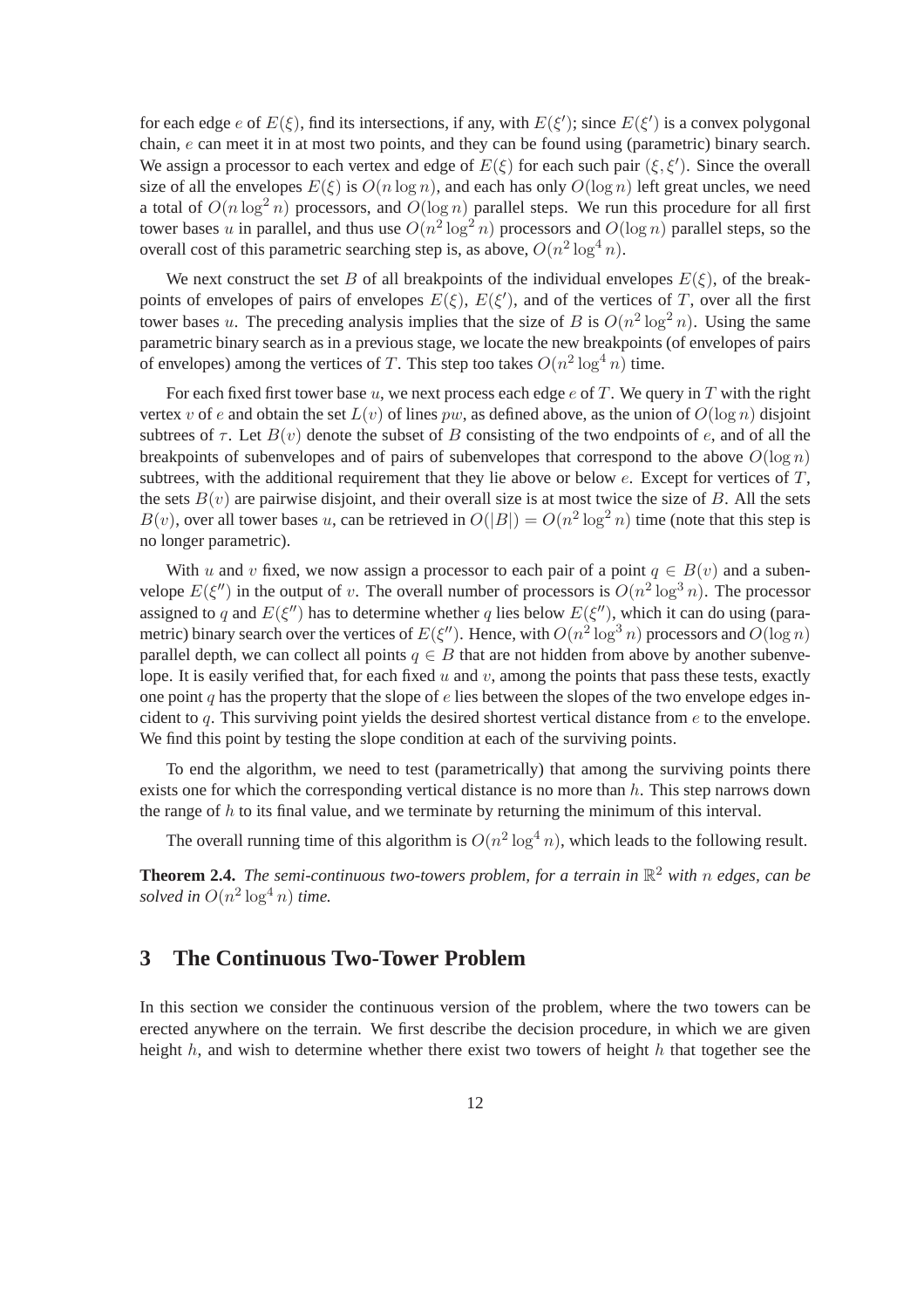for each edge $e$ of $E(\xi)$, find its intersections, if any, with $E(\xi')$; since $E(\xi')$ is a convex polygonal chain, $e$ can meet it in at most two points, and they can be found using (parametric) binary search. We assign a processor to each vertex and edge of $E(\xi)$ for each such pair $(\xi, \xi')$. Since the overall size of all the envelopes $E(\xi)$ is $O(n \log n)$, and each has only $O(\log n)$ left great uncles, we need a total of $O(n \log^2 n)$ processors, and $O(\log n)$ parallel steps. We run this procedure for all first tower bases $u$ in parallel, and thus use $O(n^2 \log^2 n)$ processors and $O(\log n)$ parallel steps, so the overall cost of this parametric searching step is, as above, $O(n^2 \log^4 n)$.

We next construct the set $B$ of all breakpoints of the individual envelopes $E(\xi)$, of the breakpoints of envelopes of pairs of envelopes $E(\xi)$, $E(\xi')$, and of the vertices of $T$, over all the first tower bases $u$. The preceding analysis implies that the size of $B$ is $O(n^2 \log^2 n)$. Using the same parametric binary search as in a previous stage, we locate the new breakpoints (of envelopes of pairs of envelopes) among the vertices of $T$. This step too takes $O(n^2 \log^4 n)$ time.

For each fixed first tower base $u$, we next process each edge $e$ of $T$. We query in $T$ with the right vertex $v$ of $e$ and obtain the set $L(v)$ of lines $pw$, as defined above, as the union of $O(\log n)$ disjoint subtrees of $\tau$. Let $B(v)$ denote the subset of $B$ consisting of the two endpoints of $e$, and of all the breakpoints of subenvelopes and of pairs of subenvelopes that correspond to the above $O(\log n)$ subtrees, with the additional requirement that they lie above or below $e$. Except for vertices of $T$, the sets $B(v)$ are pairwise disjoint, and their overall size is at most twice the size of $B$. All the sets $B(v)$, over all tower bases $u$, can be retrieved in $O(|B|) = O(n^2 \log^2 n)$ time (note that this step is no longer parametric).

With $u$ and $v$ fixed, we now assign a processor to each pair of a point $q \in B(v)$ and a subenvelope $E(\xi'')$ in the output of $v$. The overall number of processors is $O(n^2 \log^3 n)$. The processor assigned to $q$ and $E(\xi'')$ has to determine whether $q$ lies below $E(\xi'')$, which it can do using (parametric) binary search over the vertices of $E(\xi'')$. Hence, with $O(n^2 \log^3 n)$ processors and $O(\log n)$ parallel depth, we can collect all points $q \in B$ that are not hidden from above by another subenvelope. It is easily verified that, for each fixed $u$ and $v$, among the points that pass these tests, exactly one point $q$ has the property that the slope of $e$ lies between the slopes of the two envelope edges incident to $q$. This surviving point yields the desired shortest vertical distance from $e$ to the envelope. We find this point by testing the slope condition at each of the surviving points.

To end the algorithm, we need to test (parametrically) that among the surviving points there exists one for which the corresponding vertical distance is no more than $h$. This step narrows down the range of $h$ to its final value, and we terminate by returning the minimum of this interval.

The overall running time of this algorithm is $O(n^2 \log^4 n)$, which leads to the following result.

**Theorem 2.4.** *The semi-continuous two-towers problem, for a terrain in $\mathbb{R}^2$ with $n$ edges, can be solved in $O(n^2 \log^4 n)$ time.*

## 3 The Continuous Two-Tower Problem

In this section we consider the continuous version of the problem, where the two towers can be erected anywhere on the terrain. We first describe the decision procedure, in which we are given height $h$, and wish to determine whether there exist two towers of height $h$ that together see the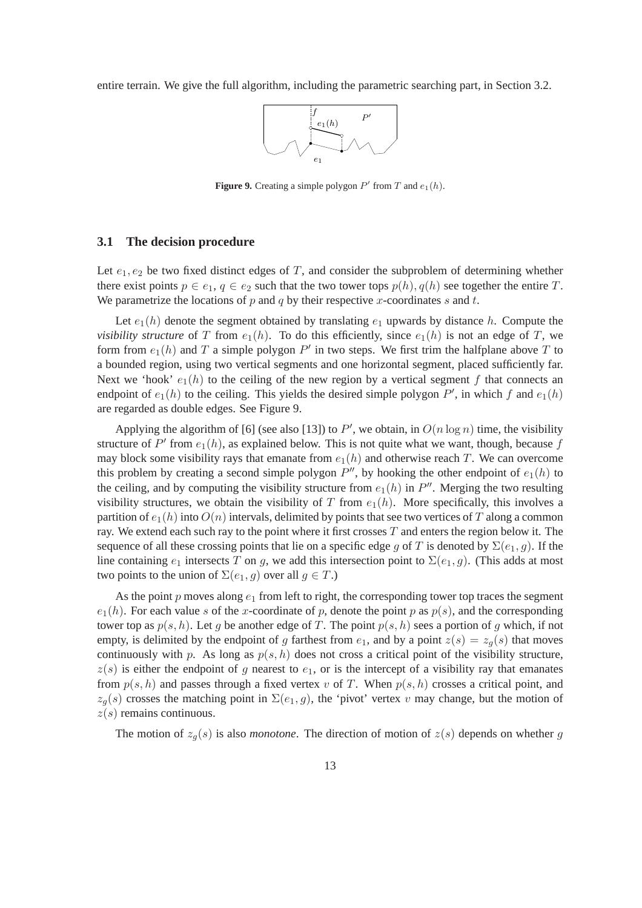entire terrain. We give the full algorithm, including the parametric searching part, in Section 3.2.

**Figure 9.** Creating a simple polygon $P'$ from $T$ and $e_1(h)$.

### 3.1 The decision procedure

Let $e_1, e_2$ be two fixed distinct edges of $T$, and consider the subproblem of determining whether there exist points $p \in e_1$, $q \in e_2$ such that the two tower tops $p(h), q(h)$ see together the entire $T$. We parametrize the locations of $p$ and $q$ by their respective $x$-coordinates $s$ and $t$.

Let $e_1(h)$ denote the segment obtained by translating $e_1$ upwards by distance $h$. Compute the *visibility structure* of $T$ from $e_1(h)$. To do this efficiently, since $e_1(h)$ is not an edge of $T$, we form from $e_1(h)$ and $T$ a simple polygon $P'$ in two steps. We first trim the halfplane above $T$ to a bounded region, using two vertical segments and one horizontal segment, placed sufficiently far. Next we 'hook' $e_1(h)$ to the ceiling of the new region by a vertical segment $f$ that connects an endpoint of $e_1(h)$ to the ceiling. This yields the desired simple polygon $P'$, in which $f$ and $e_1(h)$ are regarded as double edges. See Figure 9.

Applying the algorithm of [6] (see also [13]) to $P'$, we obtain, in $O(n \log n)$ time, the visibility structure of $P'$ from $e_1(h)$, as explained below. This is not quite what we want, though, because $f$ may block some visibility rays that emanate from $e_1(h)$ and otherwise reach $T$. We can overcome this problem by creating a second simple polygon $P''$, by hooking the other endpoint of $e_1(h)$ to the ceiling, and by computing the visibility structure from $e_1(h)$ in $P''$. Merging the two resulting visibility structures, we obtain the visibility of $T$ from $e_1(h)$. More specifically, this involves a partition of $e_1(h)$ into $O(n)$ intervals, delimited by points that see two vertices of $T$ along a common ray. We extend each such ray to the point where it first crosses $T$ and enters the region below it. The sequence of all these crossing points that lie on a specific edge $g$ of $T$ is denoted by $\Sigma(e_1, g)$. If the line containing $e_1$ intersects $T$ on $g$, we add this intersection point to $\Sigma(e_1, g)$. (This adds at most two points to the union of $\Sigma(e_1, g)$ over all $g \in T$.)

As the point $p$ moves along $e_1$ from left to right, the corresponding tower top traces the segment $e_1(h)$. For each value $s$ of the $x$-coordinate of $p$, denote the point $p$ as $p(s)$, and the corresponding tower top as $p(s, h)$. Let $g$ be another edge of $T$. The point $p(s, h)$ sees a portion of $g$ which, if not empty, is delimited by the endpoint of $g$ farthest from $e_1$, and by a point $z(s) = z_g(s)$ that moves continuously with $p$. As long as $p(s, h)$ does not cross a critical point of the visibility structure, $z(s)$ is either the endpoint of $g$ nearest to $e_1$, or is the intercept of a visibility ray that emanates from $p(s, h)$ and passes through a fixed vertex $v$ of $T$. When $p(s, h)$ crosses a critical point, and $z_g(s)$ crosses the matching point in $\Sigma(e_1, g)$, the 'pivot' vertex $v$ may change, but the motion of $z(s)$ remains continuous.

The motion of $z_g(s)$ is also *monotone*. The direction of motion of $z(s)$ depends on whether $g$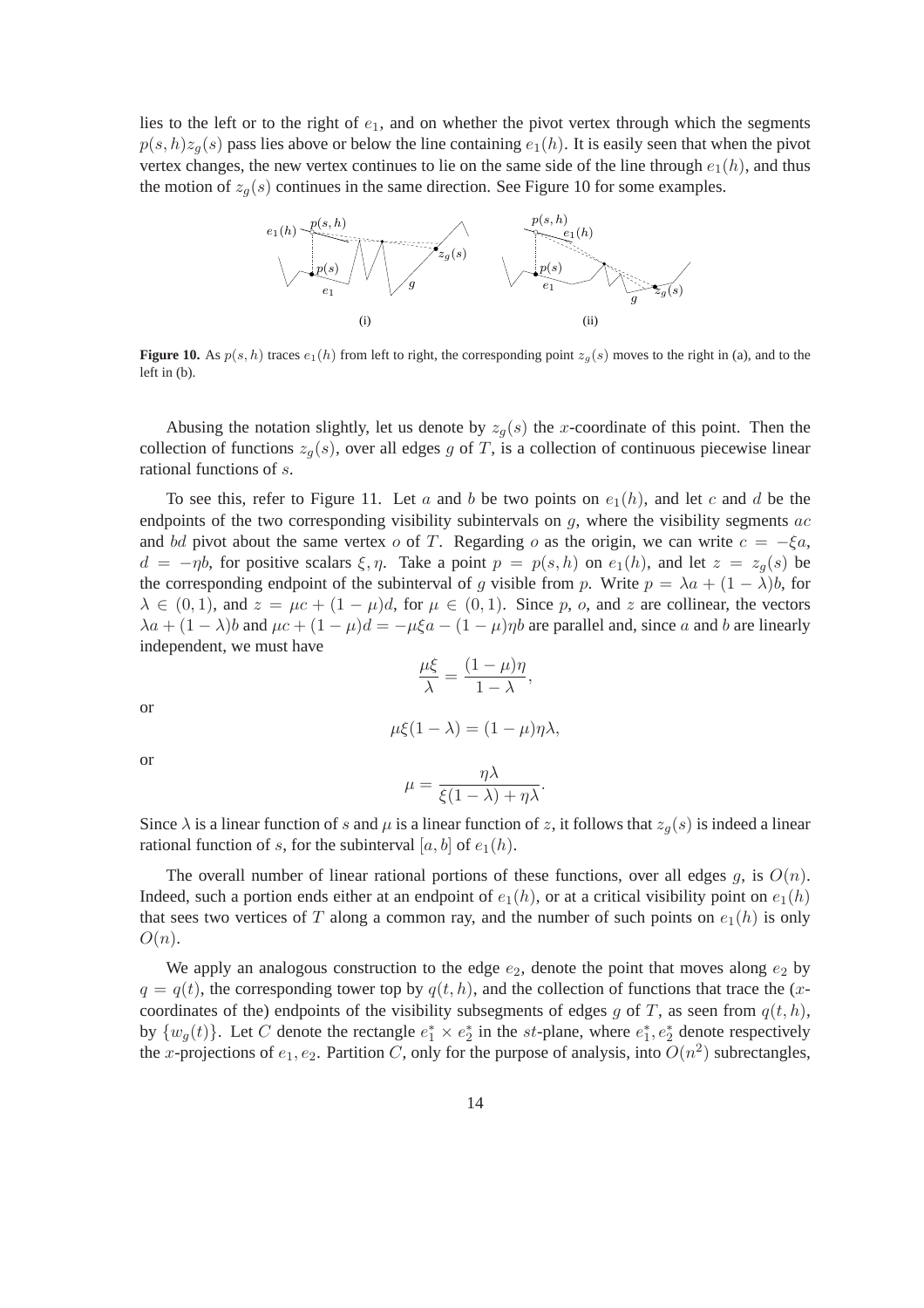lies to the left or to the right of $e_1$, and on whether the pivot vertex through which the segments $p(s,h)z_g(s)$ pass lies above or below the line containing $e_1(h)$. It is easily seen that when the pivot vertex changes, the new vertex continues to lie on the same side of the line through $e_1(h)$, and thus the motion of $z_g(s)$ continues in the same direction. See Figure 10 for some examples.

**Figure 10.** As $p(s,h)$ traces $e_1(h)$ from left to right, the corresponding point $z_g(s)$ moves to the right in (a), and to the left in (b).

Abusing the notation slightly, let us denote by $z_g(s)$ the $x$-coordinate of this point. Then the collection of functions $z_g(s)$, over all edges $g$ of $T$, is a collection of continuous piecewise linear rational functions of $s$.

To see this, refer to Figure 11. Let $a$ and $b$ be two points on $e_1(h)$, and let $c$ and $d$ be the endpoints of the two corresponding visibility subintervals on $g$, where the visibility segments $ac$ and $bd$ pivot about the same vertex $o$ of $T$. Regarding $o$ as the origin, we can write $c = -\xi a$, $d = -\eta b$, for positive scalars $\xi, \eta$. Take a point $p = p(s,h)$ on $e_1(h)$, and let $z = z_g(s)$ be the corresponding endpoint of the subinterval of $g$ visible from $p$. Write $p = \lambda a + (1-\lambda)b$, for $\lambda \in (0,1)$, and $z = \mu c + (1-\mu)d$, for $\mu \in (0,1)$. Since $p$, $o$, and $z$ are collinear, the vectors $\lambda a + (1-\lambda)b$ and $\mu c + (1-\mu)d = -\mu\xi a - (1-\mu)\eta b$ are parallel and, since $a$ and $b$ are linearly independent, we must have

$$\frac{\mu\xi}{\lambda} = \frac{(1-\mu)\eta}{1-\lambda},$$

or

$$\mu\xi(1-\lambda) = (1-\mu)\eta\lambda,$$

or

$$\mu = \frac{\eta\lambda}{\xi(1-\lambda)+\eta\lambda}.$$

Since $\lambda$ is a linear function of $s$ and $\mu$ is a linear function of $z$, it follows that $z_g(s)$ is indeed a linear rational function of $s$, for the subinterval $[a,b]$ of $e_1(h)$.

The overall number of linear rational portions of these functions, over all edges $g$, is $O(n)$. Indeed, such a portion ends either at an endpoint of $e_1(h)$, or at a critical visibility point on $e_1(h)$ that sees two vertices of $T$ along a common ray, and the number of such points on $e_1(h)$ is only $O(n)$.

We apply an analogous construction to the edge $e_2$, denote the point that moves along $e_2$ by $q = q(t)$, the corresponding tower top by $q(t,h)$, and the collection of functions that trace the ($x$-coordinates of the) endpoints of the visibility subsegments of edges $g$ of $T$, as seen from $q(t,h)$, by $\{w_g(t)\}$. Let $C$ denote the rectangle $e_1^* \times e_2^*$ in the $st$-plane, where $e_1^*, e_2^*$ denote respectively the $x$-projections of $e_1, e_2$. Partition $C$, only for the purpose of analysis, into $O(n^2)$ subrectangles,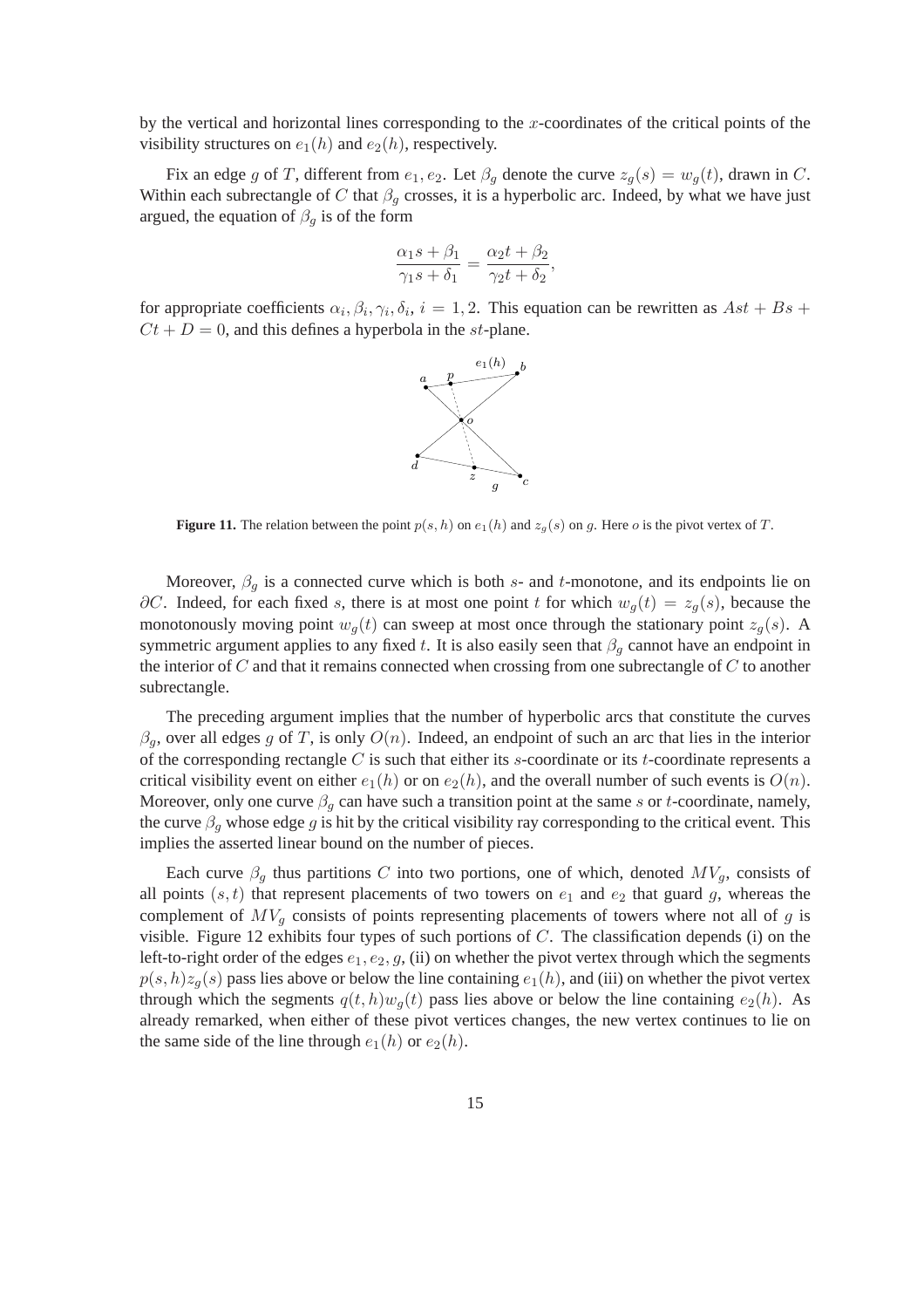by the vertical and horizontal lines corresponding to the $x$-coordinates of the critical points of the visibility structures on $e_1(h)$ and $e_2(h)$, respectively.

Fix an edge $g$ of $T$, different from $e_1, e_2$. Let $\beta_g$ denote the curve $z_g(s) = w_g(t)$, drawn in $C$. Within each subrectangle of $C$ that $\beta_g$ crosses, it is a hyperbolic arc. Indeed, by what we have just argued, the equation of $\beta_g$ is of the form

$$\frac{\alpha_1 s + \beta_1}{\gamma_1 s + \delta_1} = \frac{\alpha_2 t + \beta_2}{\gamma_2 t + \delta_2},$$

for appropriate coefficients $\alpha_i, \beta_i, \gamma_i, \delta_i$, $i = 1, 2$. This equation can be rewritten as $Ast + Bs + Ct + D = 0$, and this defines a hyperbola in the $st$-plane.

**Figure 11.** The relation between the point $p(s, h)$ on $e_1(h)$ and $z_g(s)$ on $g$. Here $o$ is the pivot vertex of $T$.

Moreover, $\beta_g$ is a connected curve which is both $s$- and $t$-monotone, and its endpoints lie on $\partial C$. Indeed, for each fixed $s$, there is at most one point $t$ for which $w_g(t) = z_g(s)$, because the monotonously moving point $w_g(t)$ can sweep at most once through the stationary point $z_g(s)$. A symmetric argument applies to any fixed $t$. It is also easily seen that $\beta_g$ cannot have an endpoint in the interior of $C$ and that it remains connected when crossing from one subrectangle of $C$ to another subrectangle.

The preceding argument implies that the number of hyperbolic arcs that constitute the curves $\beta_g$, over all edges $g$ of $T$, is only $O(n)$. Indeed, an endpoint of such an arc that lies in the interior of the corresponding rectangle $C$ is such that either its $s$-coordinate or its $t$-coordinate represents a critical visibility event on either $e_1(h)$ or on $e_2(h)$, and the overall number of such events is $O(n)$. Moreover, only one curve $\beta_g$ can have such a transition point at the same $s$ or $t$-coordinate, namely, the curve $\beta_g$ whose edge $g$ is hit by the critical visibility ray corresponding to the critical event. This implies the asserted linear bound on the number of pieces.

Each curve $\beta_g$ thus partitions $C$ into two portions, one of which, denoted $MV_g$, consists of all points $(s, t)$ that represent placements of two towers on $e_1$ and $e_2$ that guard $g$, whereas the complement of $MV_g$ consists of points representing placements of towers where not all of $g$ is visible. Figure 12 exhibits four types of such portions of $C$. The classification depends (i) on the left-to-right order of the edges $e_1, e_2, g$, (ii) on whether the pivot vertex through which the segments $p(s, h)z_g(s)$ pass lies above or below the line containing $e_1(h)$, and (iii) on whether the pivot vertex through which the segments $q(t, h)w_g(t)$ pass lies above or below the line containing $e_2(h)$. As already remarked, when either of these pivot vertices changes, the new vertex continues to lie on the same side of the line through $e_1(h)$ or $e_2(h)$.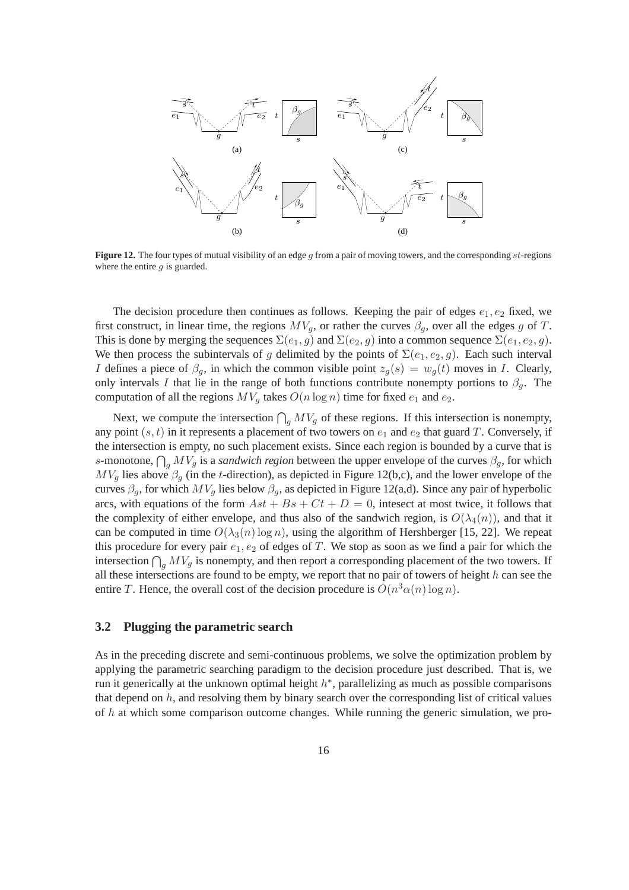**Figure 12.** The four types of mutual visibility of an edge $g$ from a pair of moving towers, and the corresponding $st$-regions where the entire $g$ is guarded.

The decision procedure then continues as follows. Keeping the pair of edges $e_1, e_2$ fixed, we first construct, in linear time, the regions $MV_g$, or rather the curves $\beta_g$, over all the edges $g$ of $T$. This is done by merging the sequences $\Sigma(e_1, g)$ and $\Sigma(e_2, g)$ into a common sequence $\Sigma(e_1, e_2, g)$. We then process the subintervals of $g$ delimited by the points of $\Sigma(e_1, e_2, g)$. Each such interval $I$ defines a piece of $\beta_g$, in which the common visible point $z_g(s) = w_g(t)$ moves in $I$. Clearly, only intervals $I$ that lie in the range of both functions contribute nonempty portions to $\beta_g$. The computation of all the regions $MV_g$ takes $O(n \log n)$ time for fixed $e_1$ and $e_2$.

Next, we compute the intersection $\bigcap_g MV_g$ of these regions. If this intersection is nonempty, any point $(s, t)$ in it represents a placement of two towers on $e_1$ and $e_2$ that guard $T$. Conversely, if the intersection is empty, no such placement exists. Since each region is bounded by a curve that is $s$-monotone, $\bigcap_g MV_g$ is a *sandwich region* between the upper envelope of the curves $\beta_g$, for which $MV_g$ lies above $\beta_g$ (in the $t$-direction), as depicted in Figure 12(b,c), and the lower envelope of the curves $\beta_g$, for which $MV_g$ lies below $\beta_g$, as depicted in Figure 12(a,d). Since any pair of hyperbolic arcs, with equations of the form $Ast + Bs + Ct + D = 0$, intesect at most twice, it follows that the complexity of either envelope, and thus also of the sandwich region, is $O(\lambda_4(n))$, and that it can be computed in time $O(\lambda_3(n) \log n)$, using the algorithm of Hershberger [15, 22]. We repeat this procedure for every pair $e_1, e_2$ of edges of $T$. We stop as soon as we find a pair for which the intersection $\bigcap_g MV_g$ is nonempty, and then report a corresponding placement of the two towers. If all these intersections are found to be empty, we report that no pair of towers of height $h$ can see the entire $T$. Hence, the overall cost of the decision procedure is $O(n^3 \alpha(n) \log n)$.

### 3.2 Plugging the parametric search

As in the preceding discrete and semi-continuous problems, we solve the optimization problem by applying the parametric searching paradigm to the decision procedure just described. That is, we run it generically at the unknown optimal height $h^*$, parallelizing as much as possible comparisons that depend on $h$, and resolving them by binary search over the corresponding list of critical values of $h$ at which some comparison outcome changes. While running the generic simulation, we pro-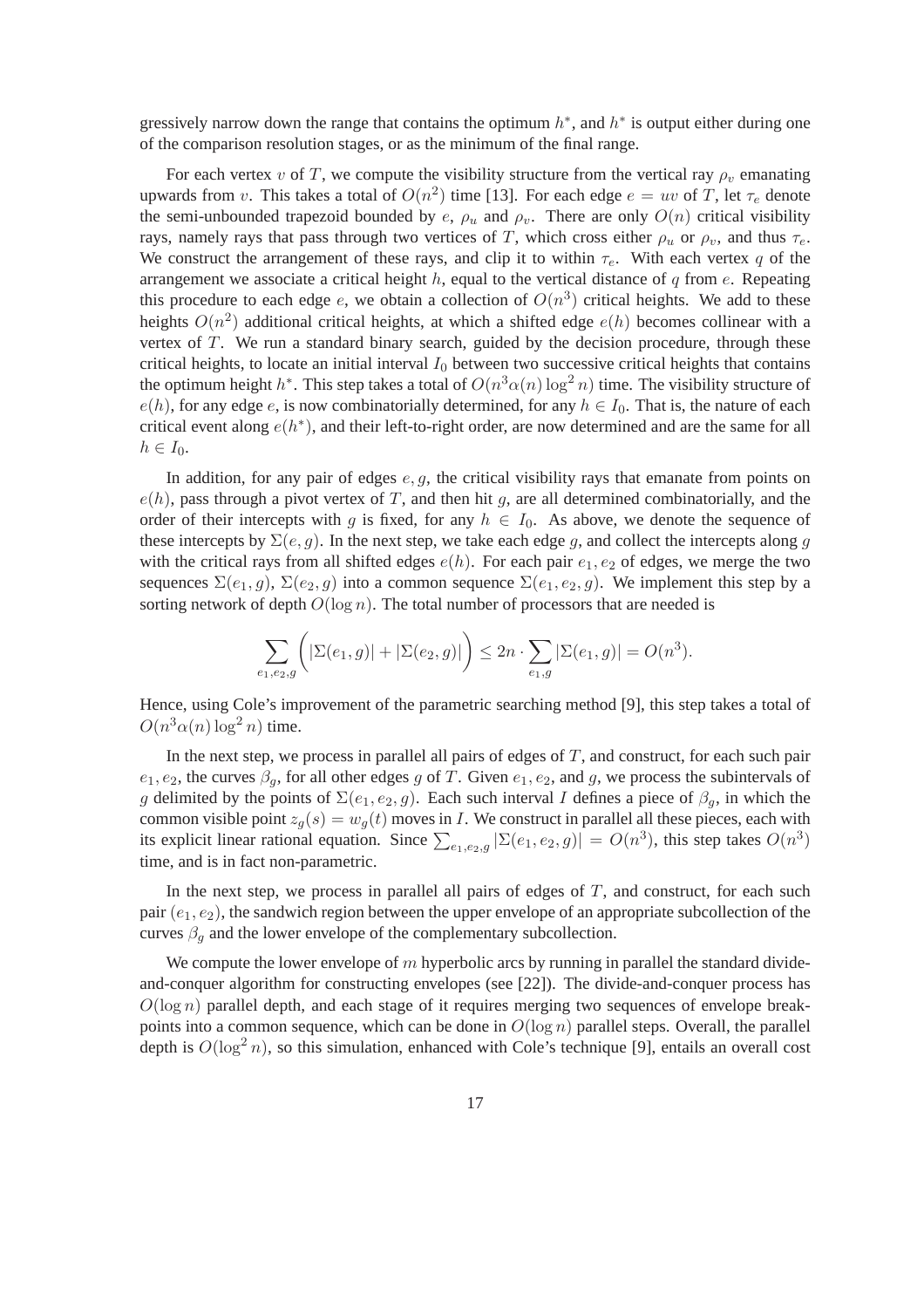gressively narrow down the range that contains the optimum $h^*$, and $h^*$ is output either during one of the comparison resolution stages, or as the minimum of the final range.

For each vertex $v$ of $T$, we compute the visibility structure from the vertical ray $\rho_v$ emanating upwards from $v$. This takes a total of $O(n^2)$ time [13]. For each edge $e = uv$ of $T$, let $\tau_e$ denote the semi-unbounded trapezoid bounded by $e$, $\rho_u$ and $\rho_v$. There are only $O(n)$ critical visibility rays, namely rays that pass through two vertices of $T$, which cross either $\rho_u$ or $\rho_v$, and thus $\tau_e$. We construct the arrangement of these rays, and clip it to within $\tau_e$. With each vertex $q$ of the arrangement we associate a critical height $h$, equal to the vertical distance of $q$ from $e$. Repeating this procedure to each edge $e$, we obtain a collection of $O(n^3)$ critical heights. We add to these heights $O(n^2)$ additional critical heights, at which a shifted edge $e(h)$ becomes collinear with a vertex of $T$. We run a standard binary search, guided by the decision procedure, through these critical heights, to locate an initial interval $I_0$ between two successive critical heights that contains the optimum height $h^*$. This step takes a total of $O(n^3\alpha(n)\log^2 n)$ time. The visibility structure of $e(h)$, for any edge $e$, is now combinatorially determined, for any $h \in I_0$. That is, the nature of each critical event along $e(h^*)$, and their left-to-right order, are now determined and are the same for all $h \in I_0$.

In addition, for any pair of edges $e, g$, the critical visibility rays that emanate from points on $e(h)$, pass through a pivot vertex of $T$, and then hit $g$, are all determined combinatorially, and the order of their intercepts with $g$ is fixed, for any $h \in I_0$. As above, we denote the sequence of these intercepts by $\Sigma(e, g)$. In the next step, we take each edge $g$, and collect the intercepts along $g$ with the critical rays from all shifted edges $e(h)$. For each pair $e_1, e_2$ of edges, we merge the two sequences $\Sigma(e_1, g)$, $\Sigma(e_2, g)$ into a common sequence $\Sigma(e_1, e_2, g)$. We implement this step by a sorting network of depth $O(\log n)$. The total number of processors that are needed is

$$\sum_{e_1,e_2,g} \left( |\Sigma(e_1, g)| + |\Sigma(e_2, g)| \right) \le 2n \cdot \sum_{e_1,g} |\Sigma(e_1, g)| = O(n^3).$$

Hence, using Cole's improvement of the parametric searching method [9], this step takes a total of $O(n^3\alpha(n)\log^2 n)$ time.

In the next step, we process in parallel all pairs of edges of $T$, and construct, for each such pair $e_1, e_2$, the curves $\beta_g$, for all other edges $g$ of $T$. Given $e_1, e_2$, and $g$, we process the subintervals of $g$ delimited by the points of $\Sigma(e_1, e_2, g)$. Each such interval $I$ defines a piece of $\beta_g$, in which the common visible point $z_g(s) = w_g(t)$ moves in $I$. We construct in parallel all these pieces, each with its explicit linear rational equation. Since $\sum_{e_1,e_2,g} |\Sigma(e_1, e_2, g)| = O(n^3)$, this step takes $O(n^3)$ time, and is in fact non-parametric.

In the next step, we process in parallel all pairs of edges of $T$, and construct, for each such pair $(e_1, e_2)$, the sandwich region between the upper envelope of an appropriate subcollection of the curves $\beta_g$ and the lower envelope of the complementary subcollection.

We compute the lower envelope of $m$ hyperbolic arcs by running in parallel the standard divide-and-conquer algorithm for constructing envelopes (see [22]). The divide-and-conquer process has $O(\log n)$ parallel depth, and each stage of it requires merging two sequences of envelope breakpoints into a common sequence, which can be done in $O(\log n)$ parallel steps. Overall, the parallel depth is $O(\log^2 n)$, so this simulation, enhanced with Cole's technique [9], entails an overall cost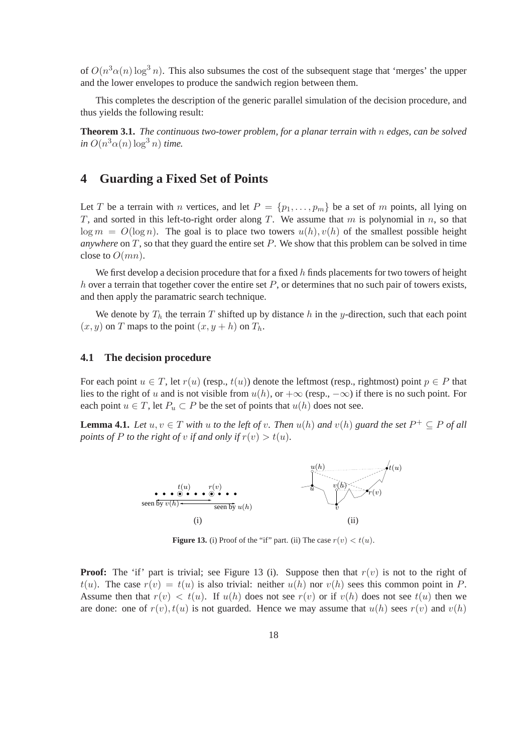of $O(n^3\alpha(n)\log^3 n)$. This also subsumes the cost of the subsequent stage that 'merges' the upper and the lower envelopes to produce the sandwich region between them.

This completes the description of the generic parallel simulation of the decision procedure, and thus yields the following result:

**Theorem 3.1.** *The continuous two-tower problem, for a planar terrain with $n$ edges, can be solved in $O(n^3\alpha(n)\log^3 n)$ time.*

## 4 Guarding a Fixed Set of Points

Let $T$ be a terrain with $n$ vertices, and let $P = \{p_1, \ldots, p_m\}$ be a set of $m$ points, all lying on $T$, and sorted in this left-to-right order along $T$. We assume that $m$ is polynomial in $n$, so that $\log m = O(\log n)$. The goal is to place two towers $u(h), v(h)$ of the smallest possible height *anywhere* on $T$, so that they guard the entire set $P$. We show that this problem can be solved in time close to $O(mn)$.

We first develop a decision procedure that for a fixed $h$ finds placements for two towers of height $h$ over a terrain that together cover the entire set $P$, or determines that no such pair of towers exists, and then apply the paramatric search technique.

We denote by $T_h$ the terrain $T$ shifted up by distance $h$ in the $y$-direction, such that each point $(x, y)$ on $T$ maps to the point $(x, y + h)$ on $T_h$.

### 4.1 The decision procedure

For each point $u \in T$, let $r(u)$ (resp., $t(u)$) denote the leftmost (resp., rightmost) point $p \in P$ that lies to the right of $u$ and is not visible from $u(h)$, or $+\infty$ (resp., $-\infty$) if there is no such point. For each point $u \in T$, let $P_u \subset P$ be the set of points that $u(h)$ does not see.

**Lemma 4.1.** *Let $u, v \in T$ with $u$ to the left of $v$. Then $u(h)$ and $v(h)$ guard the set $P^+ \subseteq P$ of all points of $P$ to the right of $v$ if and only if $r(v) > t(u)$.*

**Figure 13.** (i) Proof of the "if" part. (ii) The case $r(v) < t(u)$.

**Proof:** The 'if' part is trivial; see Figure 13 (i). Suppose then that $r(v)$ is not to the right of $t(u)$. The case $r(v) = t(u)$ is also trivial: neither $u(h)$ nor $v(h)$ sees this common point in $P$. Assume then that $r(v) < t(u)$. If $u(h)$ does not see $r(v)$ or if $v(h)$ does not see $t(u)$ then we are done: one of $r(v), t(u)$ is not guarded. Hence we may assume that $u(h)$ sees $r(v)$ and $v(h)$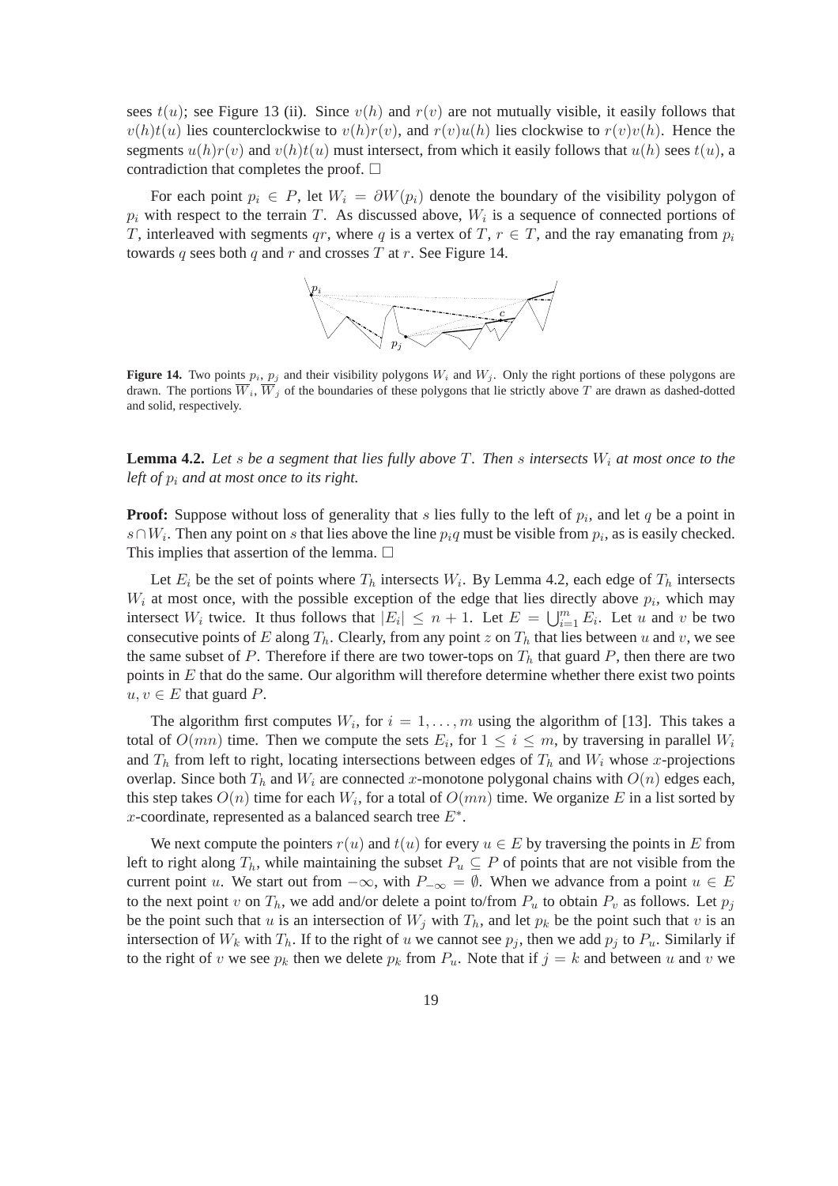sees $t(u)$; see Figure 13 (ii). Since $v(h)$ and $r(v)$ are not mutually visible, it easily follows that $v(h)t(u)$ lies counterclockwise to $v(h)r(v)$, and $r(v)u(h)$ lies clockwise to $r(v)v(h)$. Hence the segments $u(h)r(v)$ and $v(h)t(u)$ must intersect, from which it easily follows that $u(h)$ sees $t(u)$, a contradiction that completes the proof. □

For each point $p_i \in P$, let $W_i = \partial W(p_i)$ denote the boundary of the visibility polygon of $p_i$ with respect to the terrain $T$. As discussed above, $W_i$ is a sequence of connected portions of $T$, interleaved with segments $qr$, where $q$ is a vertex of $T$, $r \in T$, and the ray emanating from $p_i$ towards $q$ sees both $q$ and $r$ and crosses $T$ at $r$. See Figure 14.

**Figure 14.** Two points $p_i$, $p_j$ and their visibility polygons $W_i$ and $W_j$. Only the right portions of these polygons are drawn. The portions $\overline{W}_i$, $\overline{W}_j$ of the boundaries of these polygons that lie strictly above $T$ are drawn as dashed-dotted and solid, respectively.

**Lemma 4.2.** *Let $s$ be a segment that lies fully above $T$. Then $s$ intersects $W_i$ at most once to the left of $p_i$ and at most once to its right.*

**Proof:** Suppose without loss of generality that $s$ lies fully to the left of $p_i$, and let $q$ be a point in $s \cap W_i$. Then any point on $s$ that lies above the line $p_iq$ must be visible from $p_i$, as is easily checked. This implies that assertion of the lemma. □

Let $E_i$ be the set of points where $T_h$ intersects $W_i$. By Lemma 4.2, each edge of $T_h$ intersects $W_i$ at most once, with the possible exception of the edge that lies directly above $p_i$, which may intersect $W_i$ twice. It thus follows that $|E_i| \leq n+1$. Let $E = \bigcup_{i=1}^{m} E_i$. Let $u$ and $v$ be two consecutive points of $E$ along $T_h$. Clearly, from any point $z$ on $T_h$ that lies between $u$ and $v$, we see the same subset of $P$. Therefore if there are two tower-tops on $T_h$ that guard $P$, then there are two points in $E$ that do the same. Our algorithm will therefore determine whether there exist two points $u, v \in E$ that guard $P$.

The algorithm first computes $W_i$, for $i = 1, \ldots, m$ using the algorithm of [13]. This takes a total of $O(mn)$ time. Then we compute the sets $E_i$, for $1 \leq i \leq m$, by traversing in parallel $W_i$ and $T_h$ from left to right, locating intersections between edges of $T_h$ and $W_i$ whose $x$-projections overlap. Since both $T_h$ and $W_i$ are connected $x$-monotone polygonal chains with $O(n)$ edges each, this step takes $O(n)$ time for each $W_i$, for a total of $O(mn)$ time. We organize $E$ in a list sorted by $x$-coordinate, represented as a balanced search tree $E^*$.

We next compute the pointers $r(u)$ and $t(u)$ for every $u \in E$ by traversing the points in $E$ from left to right along $T_h$, while maintaining the subset $P_u \subseteq P$ of points that are not visible from the current point $u$. We start out from $-\infty$, with $P_{-\infty} = \emptyset$. When we advance from a point $u \in E$ to the next point $v$ on $T_h$, we add and/or delete a point to/from $P_u$ to obtain $P_v$ as follows. Let $p_j$ be the point such that $u$ is an intersection of $W_j$ with $T_h$, and let $p_k$ be the point such that $v$ is an intersection of $W_k$ with $T_h$. If to the right of $u$ we cannot see $p_j$, then we add $p_j$ to $P_u$. Similarly if to the right of $v$ we see $p_k$ then we delete $p_k$ from $P_u$. Note that if $j = k$ and between $u$ and $v$ we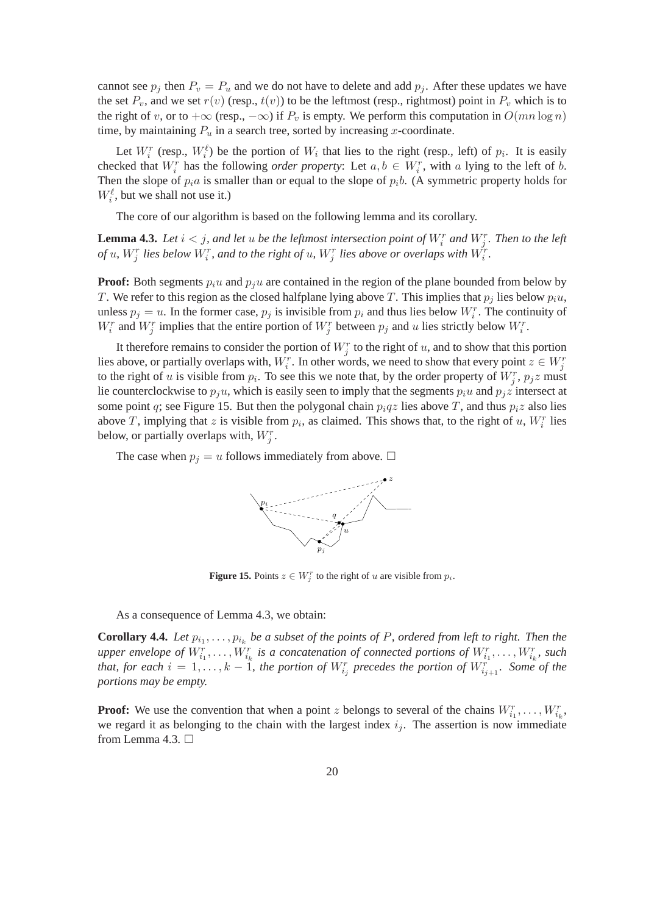cannot see $p_j$ then $P_v = P_u$ and we do not have to delete and add $p_j$. After these updates we have the set $P_v$, and we set $r(v)$ (resp., $t(v)$) to be the leftmost (resp., rightmost) point in $P_v$ which is to the right of $v$, or to $+\infty$ (resp., $-\infty$) if $P_v$ is empty. We perform this computation in $O(mn \log n)$ time, by maintaining $P_u$ in a search tree, sorted by increasing $x$-coordinate.

Let $W_i^r$ (resp., $W_i^\ell$) be the portion of $W_i$ that lies to the right (resp., left) of $p_i$. It is easily checked that $W_i^r$ has the following *order property*: Let $a, b \in W_i^r$, with $a$ lying to the left of $b$. Then the slope of $p_i a$ is smaller than or equal to the slope of $p_i b$. (A symmetric property holds for $W_i^\ell$, but we shall not use it.)

The core of our algorithm is based on the following lemma and its corollary.

**Lemma 4.3.** *Let $i < j$, and let $u$ be the leftmost intersection point of $W_i^r$ and $W_j^r$. Then to the left of $u$, $W_j^r$ lies below $W_i^r$, and to the right of $u$, $W_j^r$ lies above or overlaps with $W_i^r$.*

**Proof:** Both segments $p_i u$ and $p_j u$ are contained in the region of the plane bounded from below by $T$. We refer to this region as the closed halfplane lying above $T$. This implies that $p_j$ lies below $p_i u$, unless $p_j = u$. In the former case, $p_j$ is invisible from $p_i$ and thus lies below $W_i^r$. The continuity of $W_i^r$ and $W_j^r$ implies that the entire portion of $W_j^r$ between $p_j$ and $u$ lies strictly below $W_i^r$.

It therefore remains to consider the portion of $W_j^r$ to the right of $u$, and to show that this portion lies above, or partially overlaps with, $W_i^r$. In other words, we need to show that every point $z \in W_j^r$ to the right of $u$ is visible from $p_i$. To see this we note that, by the order property of $W_j^r$, $p_j z$ must lie counterclockwise to $p_j u$, which is easily seen to imply that the segments $p_i u$ and $p_j z$ intersect at some point $q$; see Figure 15. But then the polygonal chain $p_i q z$ lies above $T$, and thus $p_i z$ also lies above $T$, implying that $z$ is visible from $p_i$, as claimed. This shows that, to the right of $u$, $W_i^r$ lies below, or partially overlaps with, $W_j^r$.

The case when $p_j = u$ follows immediately from above. $\square$

**Figure 15.** Points $z \in W_j^r$ to the right of $u$ are visible from $p_i$.

As a consequence of Lemma 4.3, we obtain:

**Corollary 4.4.** *Let $p_{i_1}, \ldots, p_{i_k}$ be a subset of the points of $P$, ordered from left to right. Then the upper envelope of $W_{i_1}^r, \ldots, W_{i_k}^r$ is a concatenation of connected portions of $W_{i_1}^r, \ldots, W_{i_k}^r$, such that, for each $i = 1, \ldots, k-1$, the portion of $W_{i_j}^r$ precedes the portion of $W_{i_{j+1}}^r$. Some of the portions may be empty.*

**Proof:** We use the convention that when a point $z$ belongs to several of the chains $W_{i_1}^r, \ldots, W_{i_k}^r$, we regard it as belonging to the chain with the largest index $i_j$. The assertion is now immediate from Lemma 4.3. $\square$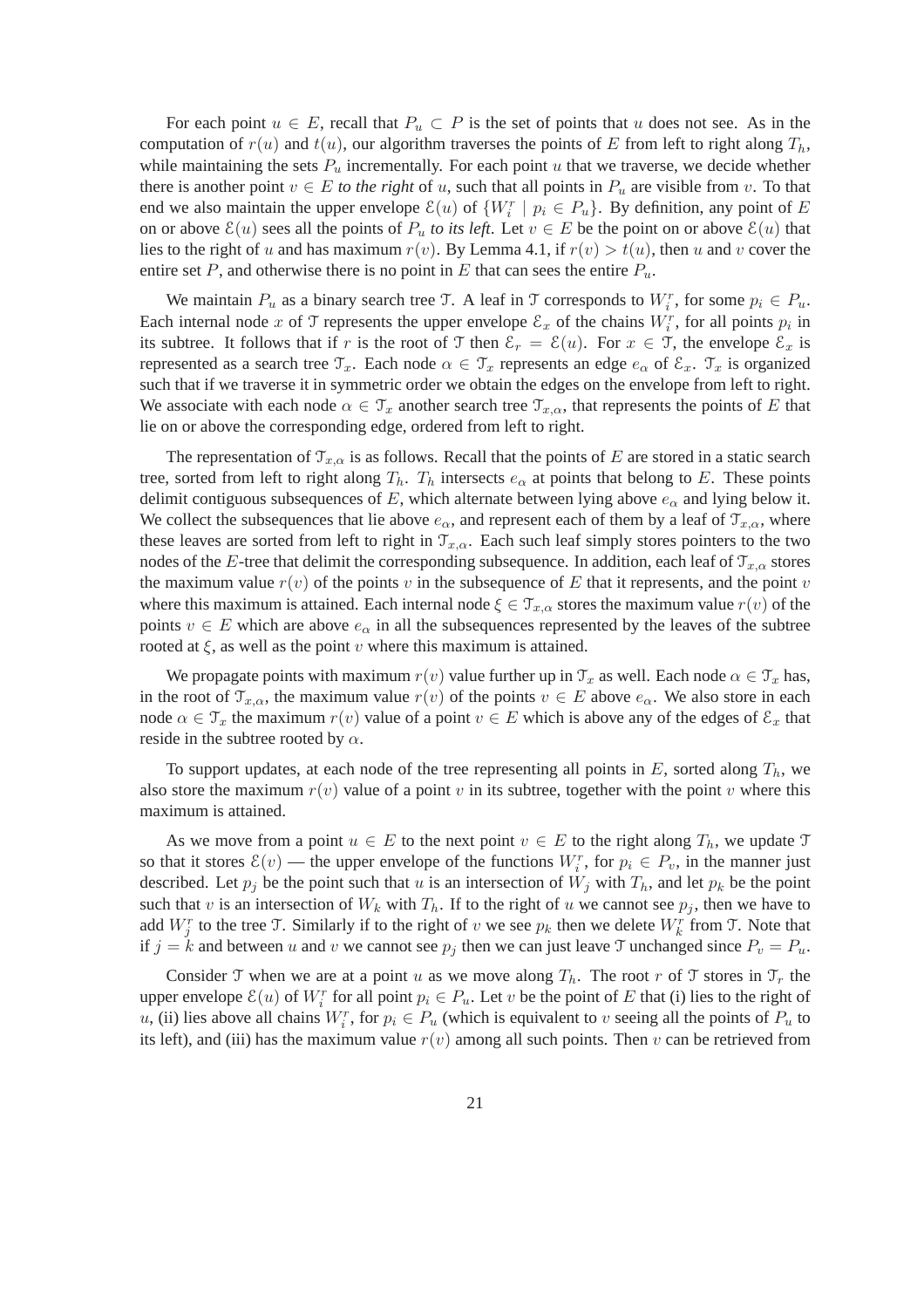For each point $u \in E$, recall that $P_u \subset P$ is the set of points that $u$ does not see. As in the computation of $r(u)$ and $t(u)$, our algorithm traverses the points of $E$ from left to right along $T_h$, while maintaining the sets $P_u$ incrementally. For each point $u$ that we traverse, we decide whether there is another point $v \in E$ *to the right* of $u$, such that all points in $P_u$ are visible from $v$. To that end we also maintain the upper envelope $\mathcal{E}(u)$ of $\{W_i^r \mid p_i \in P_u\}$. By definition, any point of $E$ on or above $\mathcal{E}(u)$ sees all the points of $P_u$ *to its left*. Let $v \in E$ be the point on or above $\mathcal{E}(u)$ that lies to the right of $u$ and has maximum $r(v)$. By Lemma 4.1, if $r(v) > t(u)$, then $u$ and $v$ cover the entire set $P$, and otherwise there is no point in $E$ that can sees the entire $P_u$.

We maintain $P_u$ as a binary search tree $\mathcal{T}$. A leaf in $\mathcal{T}$ corresponds to $W_i^r$, for some $p_i \in P_u$. Each internal node $x$ of $\mathcal{T}$ represents the upper envelope $\mathcal{E}_x$ of the chains $W_i^r$, for all points $p_i$ in its subtree. It follows that if $r$ is the root of $\mathcal{T}$ then $\mathcal{E}_r = \mathcal{E}(u)$. For $x \in \mathcal{T}$, the envelope $\mathcal{E}_x$ is represented as a search tree $\mathcal{T}_x$. Each node $\alpha \in \mathcal{T}_x$ represents an edge $e_\alpha$ of $\mathcal{E}_x$. $\mathcal{T}_x$ is organized such that if we traverse it in symmetric order we obtain the edges on the envelope from left to right. We associate with each node $\alpha \in \mathcal{T}_x$ another search tree $\mathcal{T}_{x,\alpha}$, that represents the points of $E$ that lie on or above the corresponding edge, ordered from left to right.

The representation of $\mathcal{T}_{x,\alpha}$ is as follows. Recall that the points of $E$ are stored in a static search tree, sorted from left to right along $T_h$. $T_h$ intersects $e_\alpha$ at points that belong to $E$. These points delimit contiguous subsequences of $E$, which alternate between lying above $e_\alpha$ and lying below it. We collect the subsequences that lie above $e_\alpha$, and represent each of them by a leaf of $\mathcal{T}_{x,\alpha}$, where these leaves are sorted from left to right in $\mathcal{T}_{x,\alpha}$. Each such leaf simply stores pointers to the two nodes of the $E$-tree that delimit the corresponding subsequence. In addition, each leaf of $\mathcal{T}_{x,\alpha}$ stores the maximum value $r(v)$ of the points $v$ in the subsequence of $E$ that it represents, and the point $v$ where this maximum is attained. Each internal node $\xi \in \mathcal{T}_{x,\alpha}$ stores the maximum value $r(v)$ of the points $v \in E$ which are above $e_\alpha$ in all the subsequences represented by the leaves of the subtree rooted at $\xi$, as well as the point $v$ where this maximum is attained.

We propagate points with maximum $r(v)$ value further up in $\mathcal{T}_x$ as well. Each node $\alpha \in \mathcal{T}_x$ has, in the root of $\mathcal{T}_{x,\alpha}$, the maximum value $r(v)$ of the points $v \in E$ above $e_\alpha$. We also store in each node $\alpha \in \mathcal{T}_x$ the maximum $r(v)$ value of a point $v \in E$ which is above any of the edges of $\mathcal{E}_x$ that reside in the subtree rooted by $\alpha$.

To support updates, at each node of the tree representing all points in $E$, sorted along $T_h$, we also store the maximum $r(v)$ value of a point $v$ in its subtree, together with the point $v$ where this maximum is attained.

As we move from a point $u \in E$ to the next point $v \in E$ to the right along $T_h$, we update $\mathcal{T}$ so that it stores $\mathcal{E}(v)$ — the upper envelope of the functions $W_i^r$, for $p_i \in P_v$, in the manner just described. Let $p_j$ be the point such that $u$ is an intersection of $W_j$ with $T_h$, and let $p_k$ be the point such that $v$ is an intersection of $W_k$ with $T_h$. If to the right of $u$ we cannot see $p_j$, then we have to add $W_j^r$ to the tree $\mathcal{T}$. Similarly if to the right of $v$ we see $p_k$ then we delete $W_k^r$ from $\mathcal{T}$. Note that if $j = k$ and between $u$ and $v$ we cannot see $p_j$ then we can just leave $\mathcal{T}$ unchanged since $P_v = P_u$.

Consider $\mathcal{T}$ when we are at a point $u$ as we move along $T_h$. The root $r$ of $\mathcal{T}$ stores in $\mathcal{T}_r$ the upper envelope $\mathcal{E}(u)$ of $W_i^r$ for all point $p_i \in P_u$. Let $v$ be the point of $E$ that (i) lies to the right of $u$, (ii) lies above all chains $W_i^r$, for $p_i \in P_u$ (which is equivalent to $v$ seeing all the points of $P_u$ to its left), and (iii) has the maximum value $r(v)$ among all such points. Then $v$ can be retrieved from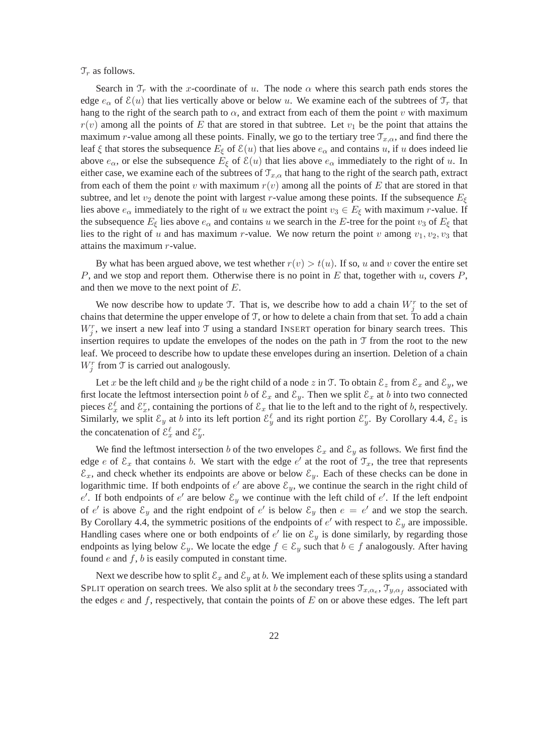$\mathcal{T}_r$ as follows.

Search in $\mathcal{T}_r$ with the $x$-coordinate of $u$. The node $\alpha$ where this search path ends stores the edge $e_\alpha$ of $\mathcal{E}(u)$ that lies vertically above or below $u$. We examine each of the subtrees of $\mathcal{T}_r$ that hang to the right of the search path to $\alpha$, and extract from each of them the point $v$ with maximum $r(v)$ among all the points of $E$ that are stored in that subtree. Let $v_1$ be the point that attains the maximum $r$-value among all these points. Finally, we go to the tertiary tree $\mathcal{T}_{x,\alpha}$, and find there the leaf $\xi$ that stores the subsequence $E_\xi$ of $\mathcal{E}(u)$ that lies above $e_\alpha$ and contains $u$, if $u$ does indeed lie above $e_\alpha$, or else the subsequence $E_\xi$ of $\mathcal{E}(u)$ that lies above $e_\alpha$ immediately to the right of $u$. In either case, we examine each of the subtrees of $\mathcal{T}_{x,\alpha}$ that hang to the right of the search path, extract from each of them the point $v$ with maximum $r(v)$ among all the points of $E$ that are stored in that subtree, and let $v_2$ denote the point with largest $r$-value among these points. If the subsequence $E_\xi$ lies above $e_\alpha$ immediately to the right of $u$ we extract the point $v_3 \in E_\xi$ with maximum $r$-value. If the subsequence $E_\xi$ lies above $e_\alpha$ and contains $u$ we search in the $E$-tree for the point $v_3$ of $E_\xi$ that lies to the right of $u$ and has maximum $r$-value. We now return the point $v$ among $v_1, v_2, v_3$ that attains the maximum $r$-value.

By what has been argued above, we test whether $r(v) > t(u)$. If so, $u$ and $v$ cover the entire set $P$, and we stop and report them. Otherwise there is no point in $E$ that, together with $u$, covers $P$, and then we move to the next point of $E$.

We now describe how to update $\mathcal{T}$. That is, we describe how to add a chain $W_j^r$ to the set of chains that determine the upper envelope of $\mathcal{T}$, or how to delete a chain from that set. To add a chain $W_j^r$, we insert a new leaf into $\mathcal{T}$ using a standard INSERT operation for binary search trees. This insertion requires to update the envelopes of the nodes on the path in $\mathcal{T}$ from the root to the new leaf. We proceed to describe how to update these envelopes during an insertion. Deletion of a chain $W_j^r$ from $\mathcal{T}$ is carried out analogously.

Let $x$ be the left child and $y$ be the right child of a node $z$ in $\mathcal{T}$. To obtain $\mathcal{E}_z$ from $\mathcal{E}_x$ and $\mathcal{E}_y$, we first locate the leftmost intersection point $b$ of $\mathcal{E}_x$ and $\mathcal{E}_y$. Then we split $\mathcal{E}_x$ at $b$ into two connected pieces $\mathcal{E}_x^\ell$ and $\mathcal{E}_x^r$, containing the portions of $\mathcal{E}_x$ that lie to the left and to the right of $b$, respectively. Similarly, we split $\mathcal{E}_y$ at $b$ into its left portion $\mathcal{E}_y^\ell$ and its right portion $\mathcal{E}_y^r$. By Corollary 4.4, $\mathcal{E}_z$ is the concatenation of $\mathcal{E}_x^\ell$ and $\mathcal{E}_y^r$.

We find the leftmost intersection $b$ of the two envelopes $\mathcal{E}_x$ and $\mathcal{E}_y$ as follows. We first find the edge $e$ of $\mathcal{E}_x$ that contains $b$. We start with the edge $e'$ at the root of $\mathcal{T}_x$, the tree that represents $\mathcal{E}_x$, and check whether its endpoints are above or below $\mathcal{E}_y$. Each of these checks can be done in logarithmic time. If both endpoints of $e'$ are above $\mathcal{E}_y$, we continue the search in the right child of $e'$. If both endpoints of $e'$ are below $\mathcal{E}_y$ we continue with the left child of $e'$. If the left endpoint of $e'$ is above $\mathcal{E}_y$ and the right endpoint of $e'$ is below $\mathcal{E}_y$ then $e = e'$ and we stop the search. By Corollary 4.4, the symmetric positions of the endpoints of $e'$ with respect to $\mathcal{E}_y$ are impossible. Handling cases where one or both endpoints of $e'$ lie on $\mathcal{E}_y$ is done similarly, by regarding those endpoints as lying below $\mathcal{E}_y$. We locate the edge $f \in \mathcal{E}_y$ such that $b \in f$ analogously. After having found $e$ and $f$, $b$ is easily computed in constant time.

Next we describe how to split $\mathcal{E}_x$ and $\mathcal{E}_y$ at $b$. We implement each of these splits using a standard SPLIT operation on search trees. We also split at $b$ the secondary trees $\mathcal{T}_{x,\alpha_e}$, $\mathcal{T}_{y,\alpha_f}$ associated with the edges $e$ and $f$, respectively, that contain the points of $E$ on or above these edges. The left part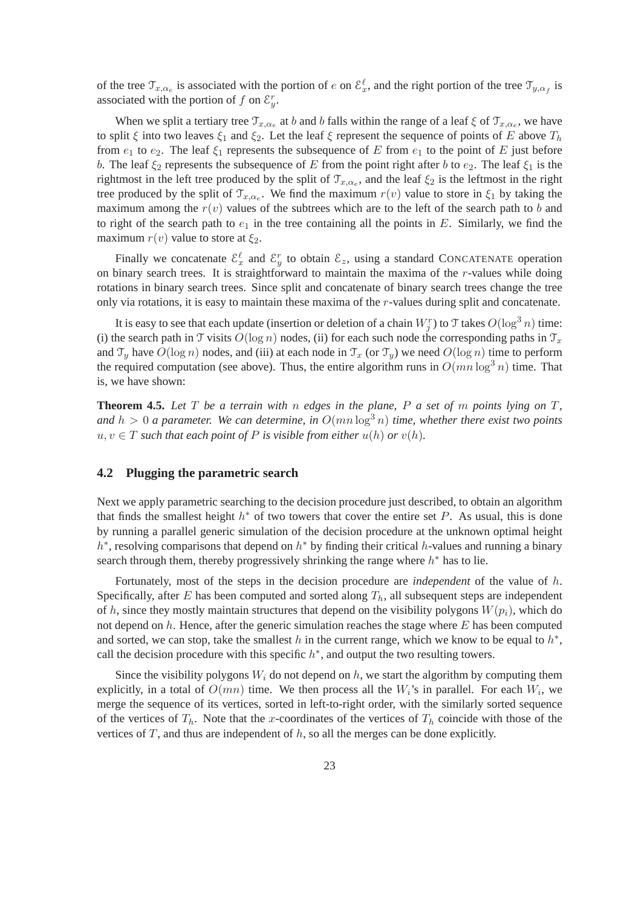of the tree $\mathcal{T}_{x,\alpha_e}$ is associated with the portion of $e$ on $\mathcal{E}_x^\ell$, and the right portion of the tree $\mathcal{T}_{y,\alpha_f}$ is associated with the portion of $f$ on $\mathcal{E}_y^r$.

When we split a tertiary tree $\mathcal{T}_{x,\alpha_e}$ at $b$ and $b$ falls within the range of a leaf $\xi$ of $\mathcal{T}_{x,\alpha_e}$, we have to split $\xi$ into two leaves $\xi_1$ and $\xi_2$. Let the leaf $\xi$ represent the sequence of points of $E$ above $T_h$ from $e_1$ to $e_2$. The leaf $\xi_1$ represents the subsequence of $E$ from $e_1$ to the point of $E$ just before $b$. The leaf $\xi_2$ represents the subsequence of $E$ from the point right after $b$ to $e_2$. The leaf $\xi_1$ is the rightmost in the left tree produced by the split of $\mathcal{T}_{x,\alpha_e}$, and the leaf $\xi_2$ is the leftmost in the right tree produced by the split of $\mathcal{T}_{x,\alpha_e}$. We find the maximum $r(v)$ value to store in $\xi_1$ by taking the maximum among the $r(v)$ values of the subtrees which are to the left of the search path to $b$ and to right of the search path to $e_1$ in the tree containing all the points in $E$. Similarly, we find the maximum $r(v)$ value to store at $\xi_2$.

Finally we concatenate $\mathcal{E}_x^\ell$ and $\mathcal{E}_y^r$ to obtain $\mathcal{E}_z$, using a standard CONCATENATE operation on binary search trees. It is straightforward to maintain the maxima of the $r$-values while doing rotations in binary search trees. Since split and concatenate of binary search trees change the tree only via rotations, it is easy to maintain these maxima of the $r$-values during split and concatenate.

It is easy to see that each update (insertion or deletion of a chain $W_j^r$) to $\mathcal{T}$ takes $O(\log^3 n)$ time: (i) the search path in $\mathcal{T}$ visits $O(\log n)$ nodes, (ii) for each such node the corresponding paths in $\mathcal{T}_x$ and $\mathcal{T}_y$ have $O(\log n)$ nodes, and (iii) at each node in $\mathcal{T}_x$ (or $\mathcal{T}_y$) we need $O(\log n)$ time to perform the required computation (see above). Thus, the entire algorithm runs in $O(mn \log^3 n)$ time. That is, we have shown:

**Theorem 4.5.** *Let $T$ be a terrain with $n$ edges in the plane, $P$ a set of $m$ points lying on $T$, and $h > 0$ a parameter. We can determine, in $O(mn \log^3 n)$ time, whether there exist two points $u, v \in T$ such that each point of $P$ is visible from either $u(h)$ or $v(h)$.*

## 4.2 Plugging the parametric search

Next we apply parametric searching to the decision procedure just described, to obtain an algorithm that finds the smallest height $h^*$ of two towers that cover the entire set $P$. As usual, this is done by running a parallel generic simulation of the decision procedure at the unknown optimal height $h^*$, resolving comparisons that depend on $h^*$ by finding their critical $h$-values and running a binary search through them, thereby progressively shrinking the range where $h^*$ has to lie.

Fortunately, most of the steps in the decision procedure are *independent* of the value of $h$. Specifically, after $E$ has been computed and sorted along $T_h$, all subsequent steps are independent of $h$, since they mostly maintain structures that depend on the visibility polygons $W(p_i)$, which do not depend on $h$. Hence, after the generic simulation reaches the stage where $E$ has been computed and sorted, we can stop, take the smallest $h$ in the current range, which we know to be equal to $h^*$, call the decision procedure with this specific $h^*$, and output the two resulting towers.

Since the visibility polygons $W_i$ do not depend on $h$, we start the algorithm by computing them explicitly, in a total of $O(mn)$ time. We then process all the $W_i$'s in parallel. For each $W_i$, we merge the sequence of its vertices, sorted in left-to-right order, with the similarly sorted sequence of the vertices of $T_h$. Note that the $x$-coordinates of the vertices of $T_h$ coincide with those of the vertices of $T$, and thus are independent of $h$, so all the merges can be done explicitly.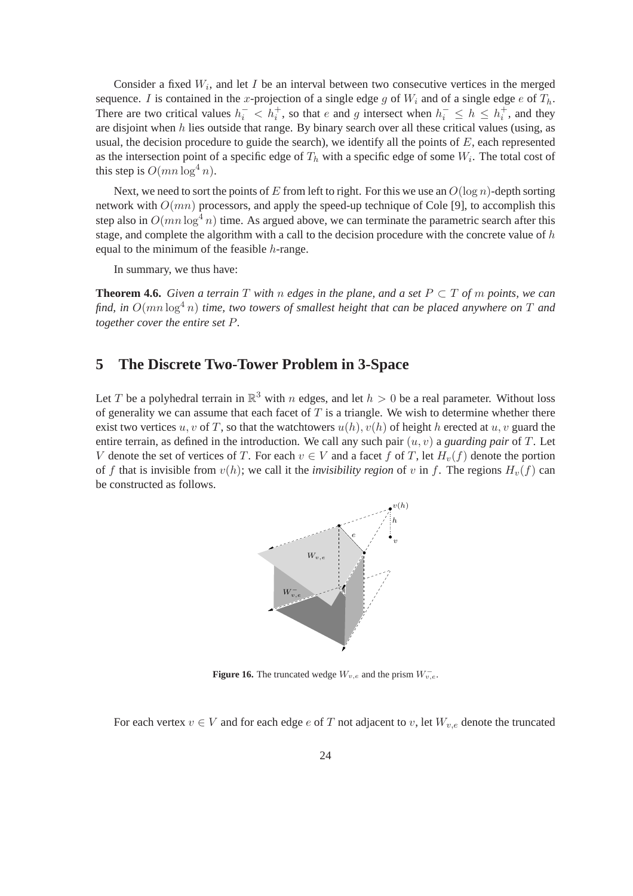Consider a fixed $W_i$, and let $I$ be an interval between two consecutive vertices in the merged sequence. $I$ is contained in the $x$-projection of a single edge $g$ of $W_i$ and of a single edge $e$ of $T_h$. There are two critical values $h_i^- < h_i^+$, so that $e$ and $g$ intersect when $h_i^- \le h \le h_i^+$, and they are disjoint when $h$ lies outside that range. By binary search over all these critical values (using, as usual, the decision procedure to guide the search), we identify all the points of $E$, each represented as the intersection point of a specific edge of $T_h$ with a specific edge of some $W_i$. The total cost of this step is $O(mn \log^4 n)$.

Next, we need to sort the points of $E$ from left to right. For this we use an $O(\log n)$-depth sorting network with $O(mn)$ processors, and apply the speed-up technique of Cole [9], to accomplish this step also in $O(mn \log^4 n)$ time. As argued above, we can terminate the parametric search after this stage, and complete the algorithm with a call to the decision procedure with the concrete value of $h$ equal to the minimum of the feasible $h$-range.

In summary, we thus have:

**Theorem 4.6.** *Given a terrain $T$ with $n$ edges in the plane, and a set $P \subset T$ of $m$ points, we can find, in $O(mn \log^4 n)$ time, two towers of smallest height that can be placed anywhere on $T$ and together cover the entire set $P$.*

## 5 The Discrete Two-Tower Problem in 3-Space

Let $T$ be a polyhedral terrain in $\mathbb{R}^3$ with $n$ edges, and let $h > 0$ be a real parameter. Without loss of generality we can assume that each facet of $T$ is a triangle. We wish to determine whether there exist two vertices $u, v$ of $T$, so that the watchtowers $u(h), v(h)$ of height $h$ erected at $u, v$ guard the entire terrain, as defined in the introduction. We call any such pair $(u, v)$ a *guarding pair* of $T$. Let $V$ denote the set of vertices of $T$. For each $v \in V$ and a facet $f$ of $T$, let $H_v(f)$ denote the portion of $f$ that is invisible from $v(h)$; we call it the *invisibility region* of $v$ in $f$. The regions $H_v(f)$ can be constructed as follows.

**Figure 16.** The truncated wedge $W_{v,e}$ and the prism $W_{v,e}^-$.

For each vertex $v \in V$ and for each edge $e$ of $T$ not adjacent to $v$, let $W_{v,e}$ denote the truncated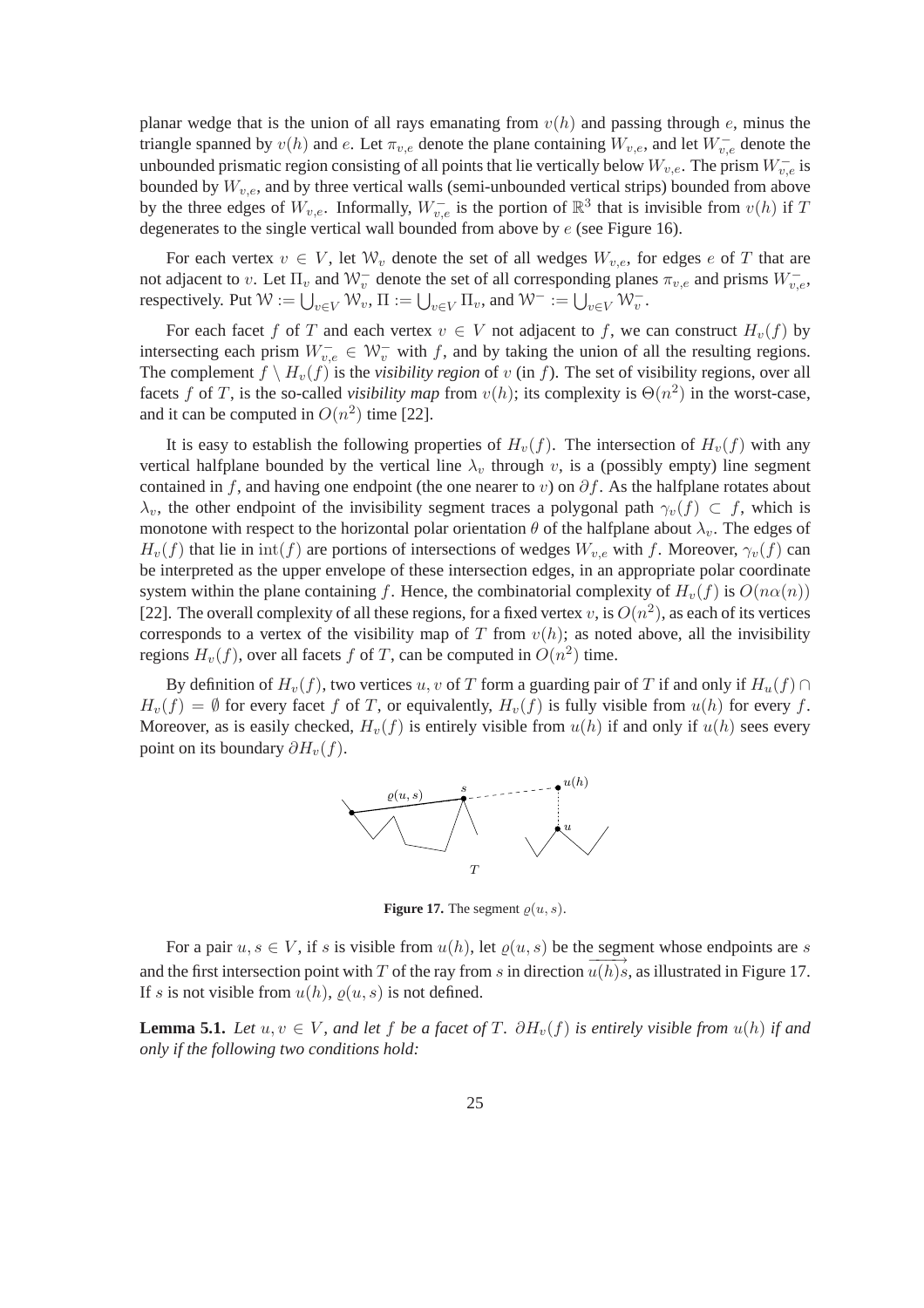planar wedge that is the union of all rays emanating from $v(h)$ and passing through $e$, minus the triangle spanned by $v(h)$ and $e$. Let $\pi_{v,e}$ denote the plane containing $W_{v,e}$, and let $W^-_{v,e}$ denote the unbounded prismatic region consisting of all points that lie vertically below $W_{v,e}$. The prism $W^-_{v,e}$ is bounded by $W_{v,e}$, and by three vertical walls (semi-unbounded vertical strips) bounded from above by the three edges of $W_{v,e}$. Informally, $W^-_{v,e}$ is the portion of $\mathbb{R}^3$ that is invisible from $v(h)$ if $T$ degenerates to the single vertical wall bounded from above by $e$ (see Figure 16).

For each vertex $v \in V$, let $\mathcal{W}_v$ denote the set of all wedges $W_{v,e}$, for edges $e$ of $T$ that are not adjacent to $v$. Let $\Pi_v$ and $\mathcal{W}^-_v$ denote the set of all corresponding planes $\pi_{v,e}$ and prisms $W^-_{v,e}$, respectively. Put $\mathcal{W} := \bigcup_{v\in V} \mathcal{W}_v$, $\Pi := \bigcup_{v\in V} \Pi_v$, and $\mathcal{W}^- := \bigcup_{v\in V} \mathcal{W}^-_v$.

For each facet $f$ of $T$ and each vertex $v \in V$ not adjacent to $f$, we can construct $H_v(f)$ by intersecting each prism $W^-_{v,e} \in \mathcal{W}^-_v$ with $f$, and by taking the union of all the resulting regions. The complement $f \setminus H_v(f)$ is the *visibility region* of $v$ (in $f$). The set of visibility regions, over all facets $f$ of $T$, is the so-called *visibility map* from $v(h)$; its complexity is $\Theta(n^2)$ in the worst-case, and it can be computed in $O(n^2)$ time [22].

It is easy to establish the following properties of $H_v(f)$. The intersection of $H_v(f)$ with any vertical halfplane bounded by the vertical line $\lambda_v$ through $v$, is a (possibly empty) line segment contained in $f$, and having one endpoint (the one nearer to $v$) on $\partial f$. As the halfplane rotates about $\lambda_v$, the other endpoint of the invisibility segment traces a polygonal path $\gamma_v(f) \subset f$, which is monotone with respect to the horizontal polar orientation $\theta$ of the halfplane about $\lambda_v$. The edges of $H_v(f)$ that lie in $\mathrm{int}(f)$ are portions of intersections of wedges $W_{v,e}$ with $f$. Moreover, $\gamma_v(f)$ can be interpreted as the upper envelope of these intersection edges, in an appropriate polar coordinate system within the plane containing $f$. Hence, the combinatorial complexity of $H_v(f)$ is $O(n\alpha(n))$ [22]. The overall complexity of all these regions, for a fixed vertex $v$, is $O(n^2)$, as each of its vertices corresponds to a vertex of the visibility map of $T$ from $v(h)$; as noted above, all the invisibility regions $H_v(f)$, over all facets $f$ of $T$, can be computed in $O(n^2)$ time.

By definition of $H_v(f)$, two vertices $u, v$ of $T$ form a guarding pair of $T$ if and only if $H_u(f) \cap H_v(f) = \emptyset$ for every facet $f$ of $T$, or equivalently, $H_v(f)$ is fully visible from $u(h)$ for every $f$. Moreover, as is easily checked, $H_v(f)$ is entirely visible from $u(h)$ if and only if $u(h)$ sees every point on its boundary $\partial H_v(f)$.

**Figure 17.** The segment $\varrho(u, s)$.

For a pair $u, s \in V$, if $s$ is visible from $u(h)$, let $\varrho(u, s)$ be the segment whose endpoints are $s$ and the first intersection point with $T$ of the ray from $s$ in direction $\overrightarrow{u(h)s}$, as illustrated in Figure 17. If $s$ is not visible from $u(h)$, $\varrho(u, s)$ is not defined.

**Lemma 5.1.** *Let $u, v \in V$, and let $f$ be a facet of $T$. $\partial H_v(f)$ is entirely visible from $u(h)$ if and only if the following two conditions hold:*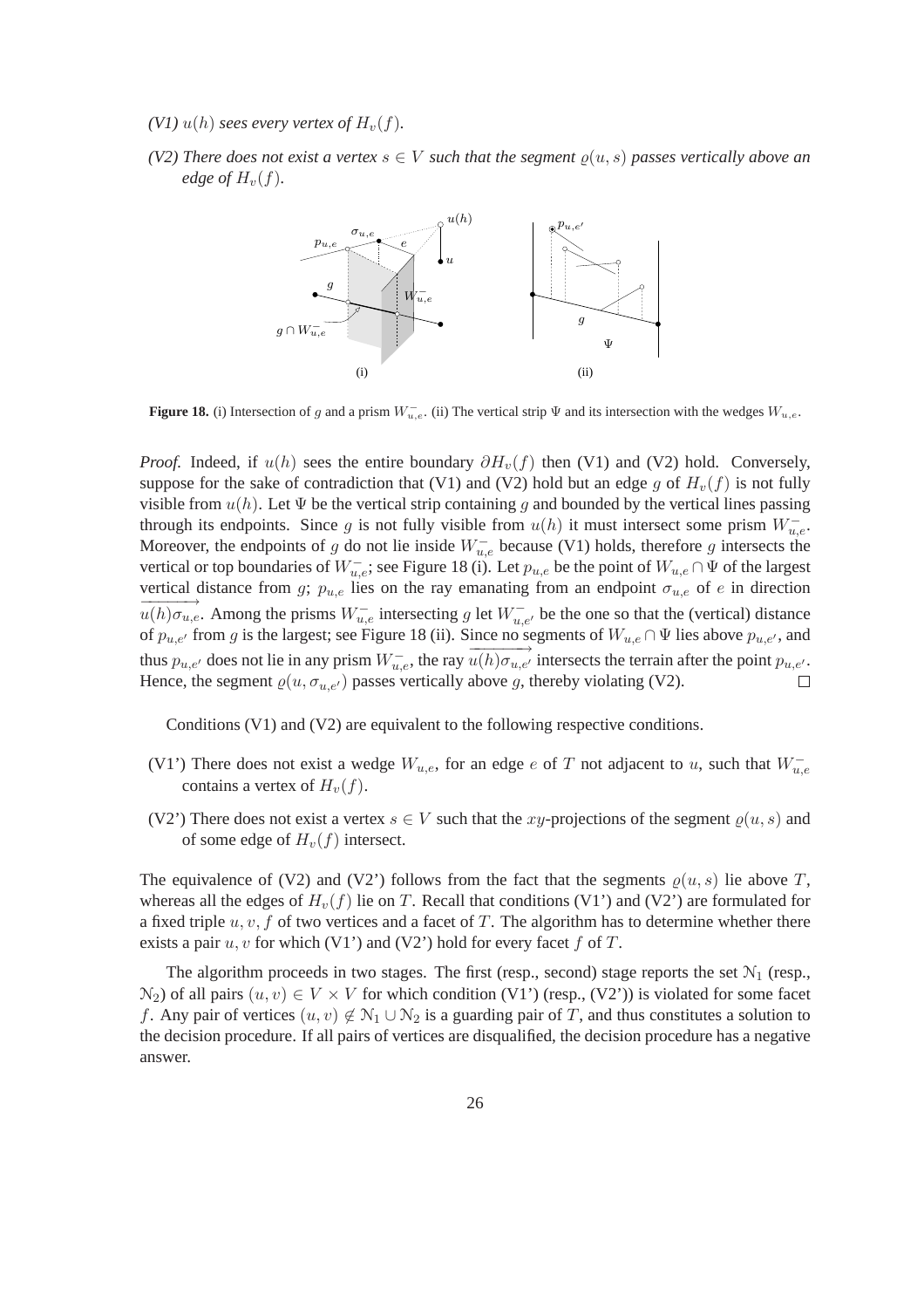*(V1) $u(h)$ sees every vertex of $H_v(f)$.*

*(V2) There does not exist a vertex $s \in V$ such that the segment $\varrho(u, s)$ passes vertically above an edge of $H_v(f)$.*

**Figure 18.** (i) Intersection of $g$ and a prism $W^-_{u,e}$. (ii) The vertical strip $\Psi$ and its intersection with the wedges $W_{u,e}$.

*Proof.* Indeed, if $u(h)$ sees the entire boundary $\partial H_v(f)$ then (V1) and (V2) hold. Conversely, suppose for the sake of contradiction that (V1) and (V2) hold but an edge $g$ of $H_v(f)$ is not fully visible from $u(h)$. Let $\Psi$ be the vertical strip containing $g$ and bounded by the vertical lines passing through its endpoints. Since $g$ is not fully visible from $u(h)$ it must intersect some prism $W^-_{u,e}$. Moreover, the endpoints of $g$ do not lie inside $W^-_{u,e}$ because (V1) holds, therefore $g$ intersects the vertical or top boundaries of $W^-_{u,e}$; see Figure 18 (i). Let $p_{u,e}$ be the point of $W_{u,e} \cap \Psi$ of the largest vertical distance from $g$; $p_{u,e}$ lies on the ray emanating from an endpoint $\sigma_{u,e}$ of $e$ in direction $\overrightarrow{u(h)\sigma_{u,e}}$. Among the prisms $W^-_{u,e}$ intersecting $g$ let $W^-_{u,e'}$ be the one so that the (vertical) distance of $p_{u,e'}$ from $g$ is the largest; see Figure 18 (ii). Since no segments of $W_{u,e} \cap \Psi$ lies above $p_{u,e'}$, and thus $p_{u,e'}$ does not lie in any prism $W^-_{u,e}$, the ray $\overrightarrow{u(h)\sigma_{u,e'}}$ intersects the terrain after the point $p_{u,e'}$. Hence, the segment $\varrho(u, \sigma_{u,e'})$ passes vertically above $g$, thereby violating (V2). $\square$

Conditions (V1) and (V2) are equivalent to the following respective conditions.

(V1') There does not exist a wedge $W_{u,e}$, for an edge $e$ of $T$ not adjacent to $u$, such that $W^-_{u,e}$ contains a vertex of $H_v(f)$.

(V2') There does not exist a vertex $s \in V$ such that the $xy$-projections of the segment $\varrho(u, s)$ and of some edge of $H_v(f)$ intersect.

The equivalence of (V2) and (V2') follows from the fact that the segments $\varrho(u, s)$ lie above $T$, whereas all the edges of $H_v(f)$ lie on $T$. Recall that conditions (V1') and (V2') are formulated for a fixed triple $u, v, f$ of two vertices and a facet of $T$. The algorithm has to determine whether there exists a pair $u, v$ for which (V1') and (V2') hold for every facet $f$ of $T$.

The algorithm proceeds in two stages. The first (resp., second) stage reports the set $\mathcal{N}_1$ (resp., $\mathcal{N}_2$) of all pairs $(u, v) \in V \times V$ for which condition (V1') (resp., (V2')) is violated for some facet $f$. Any pair of vertices $(u, v) \notin \mathcal{N}_1 \cup \mathcal{N}_2$ is a guarding pair of $T$, and thus constitutes a solution to the decision procedure. If all pairs of vertices are disqualified, the decision procedure has a negative answer.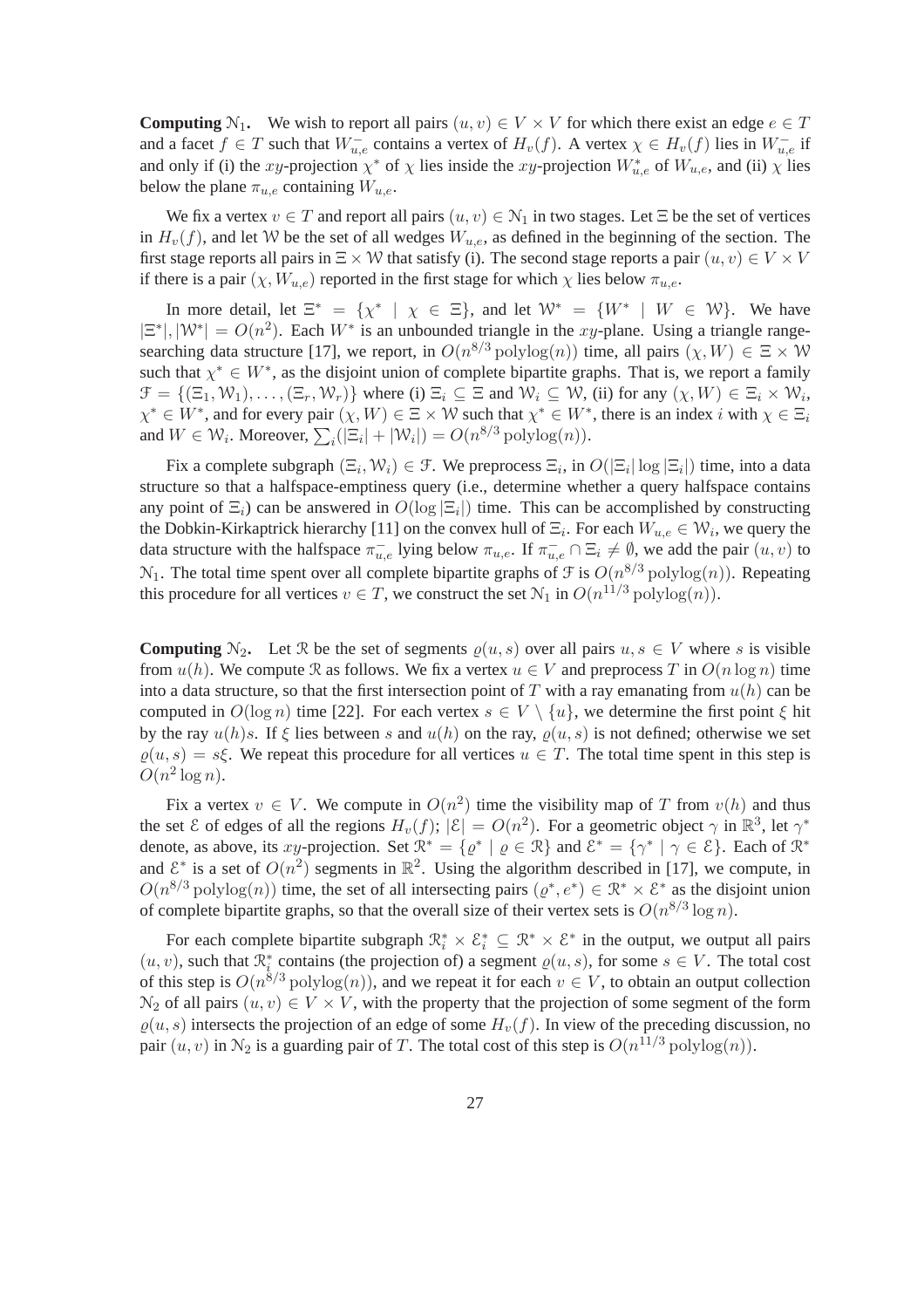**Computing $\mathcal{N}_1$.** We wish to report all pairs $(u, v) \in V \times V$ for which there exist an edge $e \in T$ and a facet $f \in T$ such that $W_{u,e}^-$ contains a vertex of $H_v(f)$. A vertex $\chi \in H_v(f)$ lies in $W_{u,e}^-$ if and only if (i) the $xy$-projection $\chi^*$ of $\chi$ lies inside the $xy$-projection $W_{u,e}^*$ of $W_{u,e}$, and (ii) $\chi$ lies below the plane $\pi_{u,e}$ containing $W_{u,e}$.

We fix a vertex $v \in T$ and report all pairs $(u, v) \in \mathcal{N}_1$ in two stages. Let $\Xi$ be the set of vertices in $H_v(f)$, and let $\mathcal{W}$ be the set of all wedges $W_{u,e}$, as defined in the beginning of the section. The first stage reports all pairs in $\Xi \times \mathcal{W}$ that satisfy (i). The second stage reports a pair $(u, v) \in V \times V$ if there is a pair $(\chi, W_{u,e})$ reported in the first stage for which $\chi$ lies below $\pi_{u,e}$.

In more detail, let $\Xi^* = \{\chi^* \mid \chi \in \Xi\}$, and let $\mathcal{W}^* = \{W^* \mid W \in \mathcal{W}\}$. We have $|\Xi^*|, |\mathcal{W}^*| = O(n^2)$. Each $W^*$ is an unbounded triangle in the $xy$-plane. Using a triangle range-searching data structure [17], we report, in $O(n^{8/3} \operatorname{polylog}(n))$ time, all pairs $(\chi, W) \in \Xi \times \mathcal{W}$ such that $\chi^* \in W^*$, as the disjoint union of complete bipartite graphs. That is, we report a family $\mathcal{F} = \{(\Xi_1, \mathcal{W}_1), \ldots, (\Xi_r, \mathcal{W}_r)\}$ where (i) $\Xi_i \subseteq \Xi$ and $\mathcal{W}_i \subseteq \mathcal{W}$, (ii) for any $(\chi, W) \in \Xi_i \times \mathcal{W}_i$, $\chi^* \in W^*$, and for every pair $(\chi, W) \in \Xi \times \mathcal{W}$ such that $\chi^* \in W^*$, there is an index $i$ with $\chi \in \Xi_i$ and $W \in \mathcal{W}_i$. Moreover, $\sum_i (|\Xi_i| + |\mathcal{W}_i|) = O(n^{8/3} \operatorname{polylog}(n))$.

Fix a complete subgraph $(\Xi_i, \mathcal{W}_i) \in \mathcal{F}$. We preprocess $\Xi_i$, in $O(|\Xi_i| \log |\Xi_i|)$ time, into a data structure so that a halfspace-emptiness query (i.e., determine whether a query halfspace contains any point of $\Xi_i$) can be answered in $O(\log |\Xi_i|)$ time. This can be accomplished by constructing the Dobkin-Kirkaptrick hierarchy [11] on the convex hull of $\Xi_i$. For each $W_{u,e} \in \mathcal{W}_i$, we query the data structure with the halfspace $\pi_{u,e}^-$ lying below $\pi_{u,e}$. If $\pi_{u,e}^- \cap \Xi_i \neq \emptyset$, we add the pair $(u, v)$ to $\mathcal{N}_1$. The total time spent over all complete bipartite graphs of $\mathcal{F}$ is $O(n^{8/3} \operatorname{polylog}(n))$. Repeating this procedure for all vertices $v \in T$, we construct the set $\mathcal{N}_1$ in $O(n^{11/3} \operatorname{polylog}(n))$.

**Computing $\mathcal{N}_2$.** Let $\mathcal{R}$ be the set of segments $\varrho(u, s)$ over all pairs $u, s \in V$ where $s$ is visible from $u(h)$. We compute $\mathcal{R}$ as follows. We fix a vertex $u \in V$ and preprocess $T$ in $O(n \log n)$ time into a data structure, so that the first intersection point of $T$ with a ray emanating from $u(h)$ can be computed in $O(\log n)$ time [22]. For each vertex $s \in V \setminus \{u\}$, we determine the first point $\xi$ hit by the ray $u(h)s$. If $\xi$ lies between $s$ and $u(h)$ on the ray, $\varrho(u, s)$ is not defined; otherwise we set $\varrho(u, s) = s\xi$. We repeat this procedure for all vertices $u \in T$. The total time spent in this step is $O(n^2 \log n)$.

Fix a vertex $v \in V$. We compute in $O(n^2)$ time the visibility map of $T$ from $v(h)$ and thus the set $\mathcal{E}$ of edges of all the regions $H_v(f)$; $|\mathcal{E}| = O(n^2)$. For a geometric object $\gamma$ in $\mathbb{R}^3$, let $\gamma^*$ denote, as above, its $xy$-projection. Set $\mathcal{R}^* = \{\varrho^* \mid \varrho \in \mathcal{R}\}$ and $\mathcal{E}^* = \{\gamma^* \mid \gamma \in \mathcal{E}\}$. Each of $\mathcal{R}^*$ and $\mathcal{E}^*$ is a set of $O(n^2)$ segments in $\mathbb{R}^2$. Using the algorithm described in [17], we compute, in $O(n^{8/3} \operatorname{polylog}(n))$ time, the set of all intersecting pairs $(\varrho^*, e^*) \in \mathcal{R}^* \times \mathcal{E}^*$ as the disjoint union of complete bipartite graphs, so that the overall size of their vertex sets is $O(n^{8/3} \log n)$.

For each complete bipartite subgraph $\mathcal{R}_i^* \times \mathcal{E}_i^* \subseteq \mathcal{R}^* \times \mathcal{E}^*$ in the output, we output all pairs $(u, v)$, such that $\mathcal{R}_i^*$ contains (the projection of) a segment $\varrho(u, s)$, for some $s \in V$. The total cost of this step is $O(n^{8/3} \operatorname{polylog}(n))$, and we repeat it for each $v \in V$, to obtain an output collection $\mathcal{N}_2$ of all pairs $(u, v) \in V \times V$, with the property that the projection of some segment of the form $\varrho(u, s)$ intersects the projection of an edge of some $H_v(f)$. In view of the preceding discussion, no pair $(u, v)$ in $\mathcal{N}_2$ is a guarding pair of $T$. The total cost of this step is $O(n^{11/3} \operatorname{polylog}(n))$.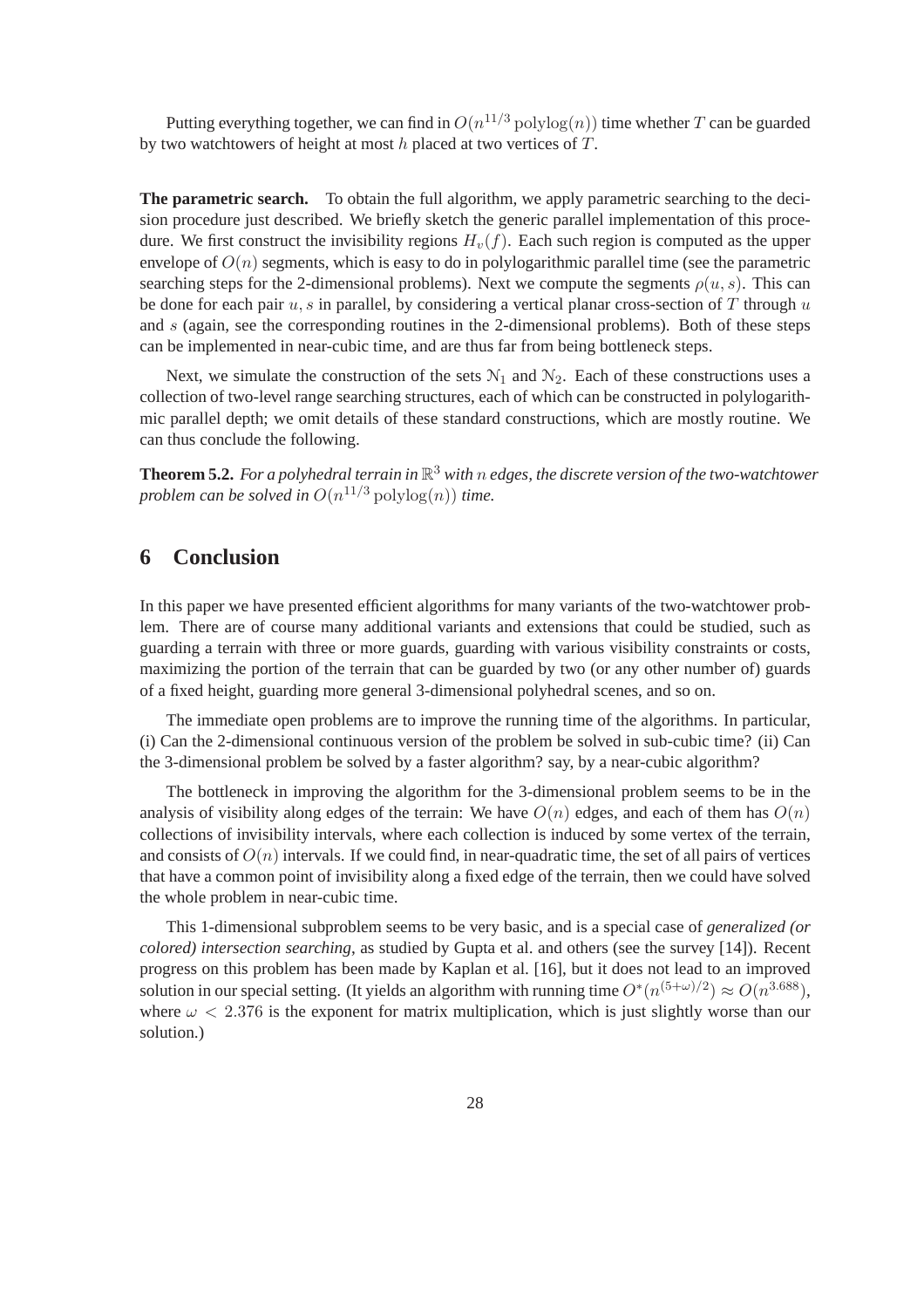Putting everything together, we can find in $O(n^{11/3} \operatorname{polylog}(n))$ time whether $T$ can be guarded by two watchtowers of height at most $h$ placed at two vertices of $T$.

**The parametric search.** To obtain the full algorithm, we apply parametric searching to the decision procedure just described. We briefly sketch the generic parallel implementation of this procedure. We first construct the invisibility regions $H_v(f)$. Each such region is computed as the upper envelope of $O(n)$ segments, which is easy to do in polylogarithmic parallel time (see the parametric searching steps for the 2-dimensional problems). Next we compute the segments $\rho(u, s)$. This can be done for each pair $u, s$ in parallel, by considering a vertical planar cross-section of $T$ through $u$ and $s$ (again, see the corresponding routines in the 2-dimensional problems). Both of these steps can be implemented in near-cubic time, and are thus far from being bottleneck steps.

Next, we simulate the construction of the sets $\mathcal{N}_1$ and $\mathcal{N}_2$. Each of these constructions uses a collection of two-level range searching structures, each of which can be constructed in polylogarithmic parallel depth; we omit details of these standard constructions, which are mostly routine. We can thus conclude the following.

**Theorem 5.2.** *For a polyhedral terrain in $\mathbb{R}^3$ with $n$ edges, the discrete version of the two-watchtower problem can be solved in $O(n^{11/3} \operatorname{polylog}(n))$ time.*

# 6 Conclusion

In this paper we have presented efficient algorithms for many variants of the two-watchtower problem. There are of course many additional variants and extensions that could be studied, such as guarding a terrain with three or more guards, guarding with various visibility constraints or costs, maximizing the portion of the terrain that can be guarded by two (or any other number of) guards of a fixed height, guarding more general 3-dimensional polyhedral scenes, and so on.

The immediate open problems are to improve the running time of the algorithms. In particular, (i) Can the 2-dimensional continuous version of the problem be solved in sub-cubic time? (ii) Can the 3-dimensional problem be solved by a faster algorithm? say, by a near-cubic algorithm?

The bottleneck in improving the algorithm for the 3-dimensional problem seems to be in the analysis of visibility along edges of the terrain: We have $O(n)$ edges, and each of them has $O(n)$ collections of invisibility intervals, where each collection is induced by some vertex of the terrain, and consists of $O(n)$ intervals. If we could find, in near-quadratic time, the set of all pairs of vertices that have a common point of invisibility along a fixed edge of the terrain, then we could have solved the whole problem in near-cubic time.

This 1-dimensional subproblem seems to be very basic, and is a special case of *generalized (or colored) intersection searching*, as studied by Gupta et al. and others (see the survey [14]). Recent progress on this problem has been made by Kaplan et al. [16], but it does not lead to an improved solution in our special setting. (It yields an algorithm with running time $O^*(n^{(5+\omega)/2}) \approx O(n^{3.688})$, where $\omega < 2.376$ is the exponent for matrix multiplication, which is just slightly worse than our solution.)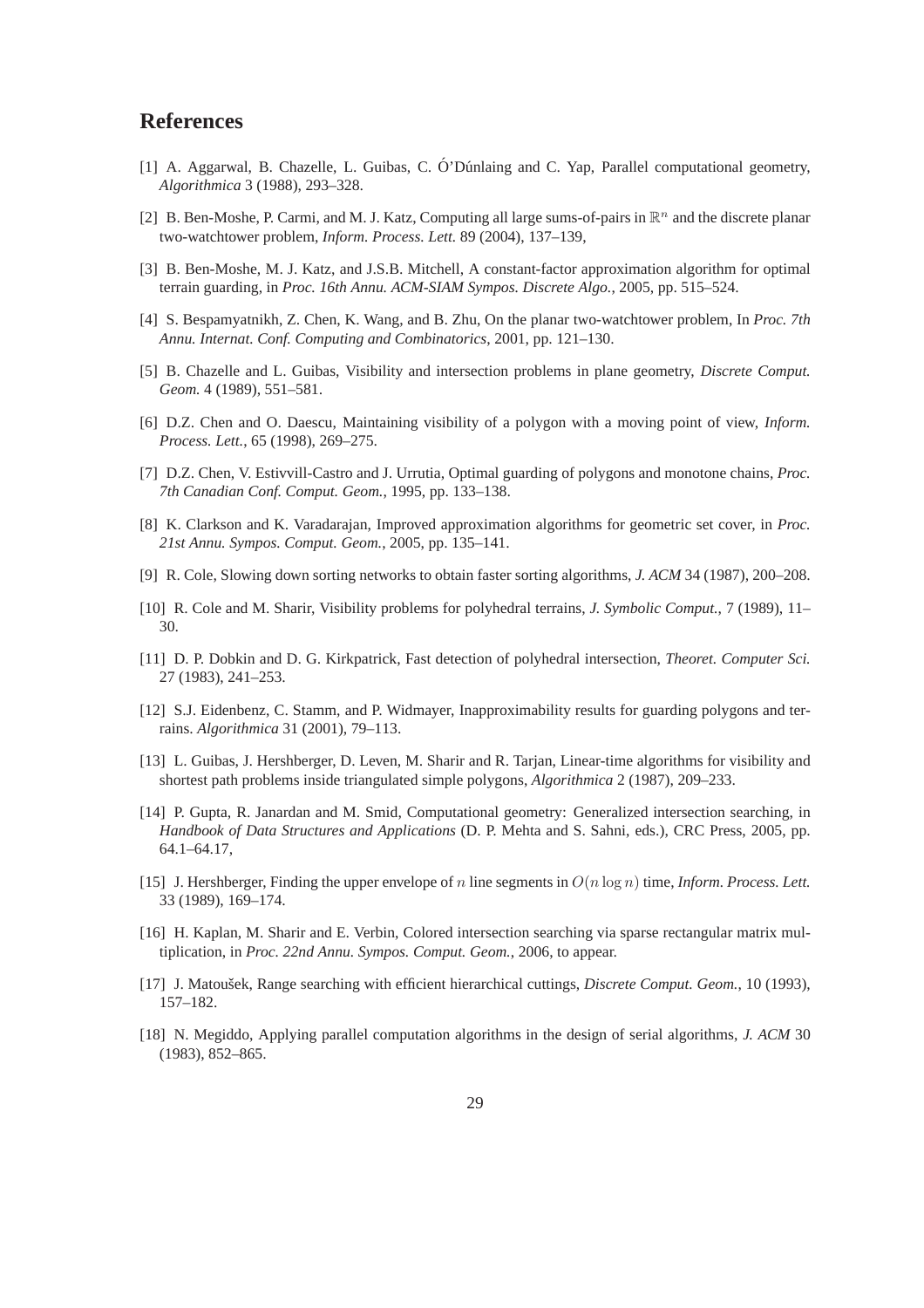## References

[1] A. Aggarwal, B. Chazelle, L. Guibas, C. Ó'Dúnlaing and C. Yap, Parallel computational geometry, *Algorithmica* 3 (1988), 293–328.

[2] B. Ben-Moshe, P. Carmi, and M. J. Katz, Computing all large sums-of-pairs in $\mathbb{R}^n$ and the discrete planar two-watchtower problem, *Inform. Process. Lett.* 89 (2004), 137–139,

[3] B. Ben-Moshe, M. J. Katz, and J.S.B. Mitchell, A constant-factor approximation algorithm for optimal terrain guarding, in *Proc. 16th Annu. ACM-SIAM Sympos. Discrete Algo.*, 2005, pp. 515–524.

[4] S. Bespamyatnikh, Z. Chen, K. Wang, and B. Zhu, On the planar two-watchtower problem, In *Proc. 7th Annu. Internat. Conf. Computing and Combinatorics*, 2001, pp. 121–130.

[5] B. Chazelle and L. Guibas, Visibility and intersection problems in plane geometry, *Discrete Comput. Geom.* 4 (1989), 551–581.

[6] D.Z. Chen and O. Daescu, Maintaining visibility of a polygon with a moving point of view, *Inform. Process. Lett.*, 65 (1998), 269–275.

[7] D.Z. Chen, V. Estivvill-Castro and J. Urrutia, Optimal guarding of polygons and monotone chains, *Proc. 7th Canadian Conf. Comput. Geom.*, 1995, pp. 133–138.

[8] K. Clarkson and K. Varadarajan, Improved approximation algorithms for geometric set cover, in *Proc. 21st Annu. Sympos. Comput. Geom.*, 2005, pp. 135–141.

[9] R. Cole, Slowing down sorting networks to obtain faster sorting algorithms, *J. ACM* 34 (1987), 200–208.

[10] R. Cole and M. Sharir, Visibility problems for polyhedral terrains, *J. Symbolic Comput.*, 7 (1989), 11–30.

[11] D. P. Dobkin and D. G. Kirkpatrick, Fast detection of polyhedral intersection, *Theoret. Computer Sci.* 27 (1983), 241–253.

[12] S.J. Eidenbenz, C. Stamm, and P. Widmayer, Inapproximability results for guarding polygons and terrains. *Algorithmica* 31 (2001), 79–113.

[13] L. Guibas, J. Hershberger, D. Leven, M. Sharir and R. Tarjan, Linear-time algorithms for visibility and shortest path problems inside triangulated simple polygons, *Algorithmica* 2 (1987), 209–233.

[14] P. Gupta, R. Janardan and M. Smid, Computational geometry: Generalized intersection searching, in *Handbook of Data Structures and Applications* (D. P. Mehta and S. Sahni, eds.), CRC Press, 2005, pp. 64.1–64.17,

[15] J. Hershberger, Finding the upper envelope of $n$ line segments in $O(n \log n)$ time, *Inform. Process. Lett.* 33 (1989), 169–174.

[16] H. Kaplan, M. Sharir and E. Verbin, Colored intersection searching via sparse rectangular matrix multiplication, in *Proc. 22nd Annu. Sympos. Comput. Geom.*, 2006, to appear.

[17] J. Matoušek, Range searching with efficient hierarchical cuttings, *Discrete Comput. Geom.*, 10 (1993), 157–182.

[18] N. Megiddo, Applying parallel computation algorithms in the design of serial algorithms, *J. ACM* 30 (1983), 852–865.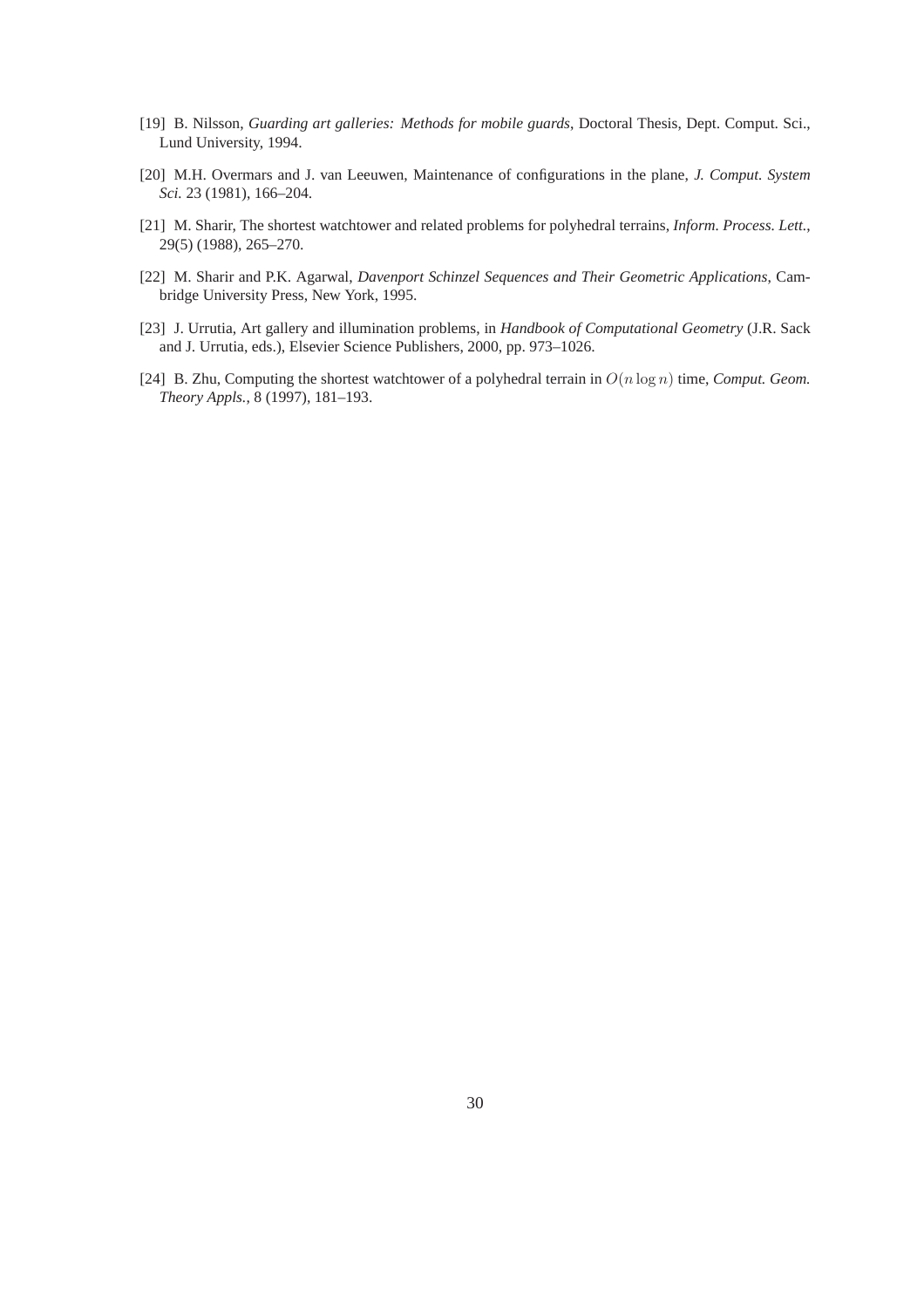[19] B. Nilsson, *Guarding art galleries: Methods for mobile guards*, Doctoral Thesis, Dept. Comput. Sci., Lund University, 1994.

[20] M.H. Overmars and J. van Leeuwen, Maintenance of configurations in the plane, *J. Comput. System Sci.* 23 (1981), 166–204.

[21] M. Sharir, The shortest watchtower and related problems for polyhedral terrains, *Inform. Process. Lett.*, 29(5) (1988), 265–270.

[22] M. Sharir and P.K. Agarwal, *Davenport Schinzel Sequences and Their Geometric Applications*, Cambridge University Press, New York, 1995.

[23] J. Urrutia, Art gallery and illumination problems, in *Handbook of Computational Geometry* (J.R. Sack and J. Urrutia, eds.), Elsevier Science Publishers, 2000, pp. 973–1026.

[24] B. Zhu, Computing the shortest watchtower of a polyhedral terrain in $O(n \log n)$ time, *Comput. Geom. Theory Appls.*, 8 (1997), 181–193.